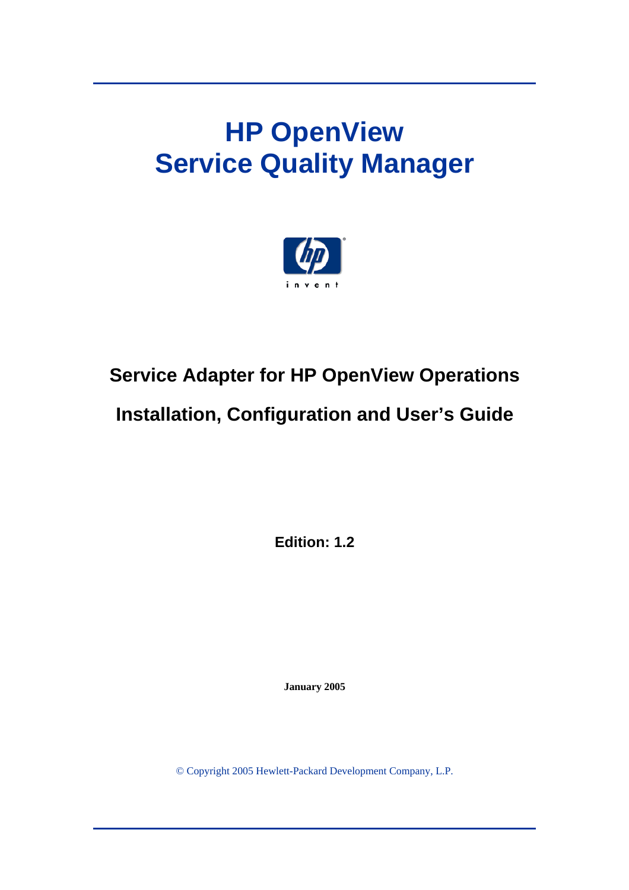# HP OpenView
# Service Quality Manager

## Service Adapter for HP OpenView Operations

## Installation, Configuration and User's Guide

**Edition: 1.2**

**January 2005**

© Copyright 2005 Hewlett-Packard Development Company, L.P.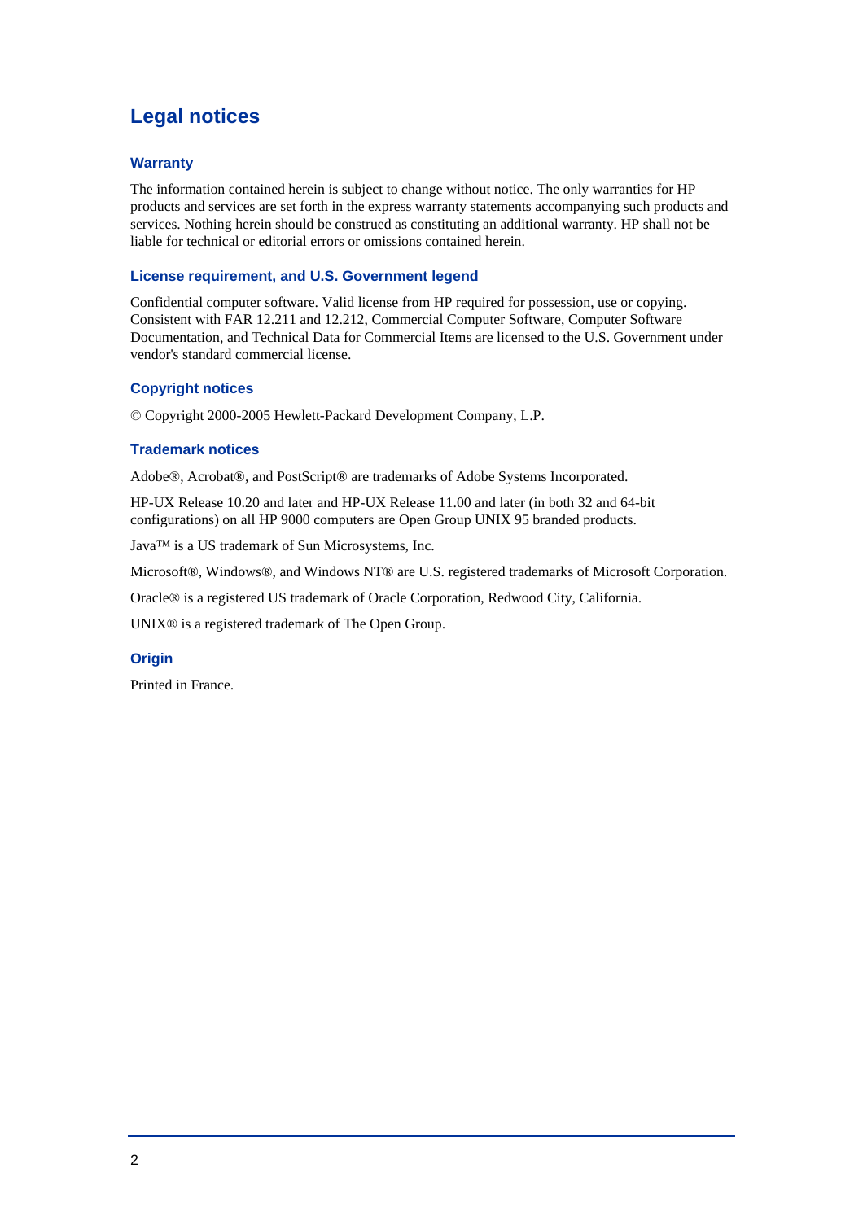# Legal notices

## Warranty

The information contained herein is subject to change without notice. The only warranties for HP products and services are set forth in the express warranty statements accompanying such products and services. Nothing herein should be construed as constituting an additional warranty. HP shall not be liable for technical or editorial errors or omissions contained herein.

## License requirement, and U.S. Government legend

Confidential computer software. Valid license from HP required for possession, use or copying. Consistent with FAR 12.211 and 12.212, Commercial Computer Software, Computer Software Documentation, and Technical Data for Commercial Items are licensed to the U.S. Government under vendor's standard commercial license.

## Copyright notices

© Copyright 2000-2005 Hewlett-Packard Development Company, L.P.

## Trademark notices

Adobe®, Acrobat®, and PostScript® are trademarks of Adobe Systems Incorporated.

HP-UX Release 10.20 and later and HP-UX Release 11.00 and later (in both 32 and 64-bit configurations) on all HP 9000 computers are Open Group UNIX 95 branded products.

Java™ is a US trademark of Sun Microsystems, Inc.

Microsoft®, Windows®, and Windows NT® are U.S. registered trademarks of Microsoft Corporation.

Oracle® is a registered US trademark of Oracle Corporation, Redwood City, California.

UNIX® is a registered trademark of The Open Group.

## Origin

Printed in France.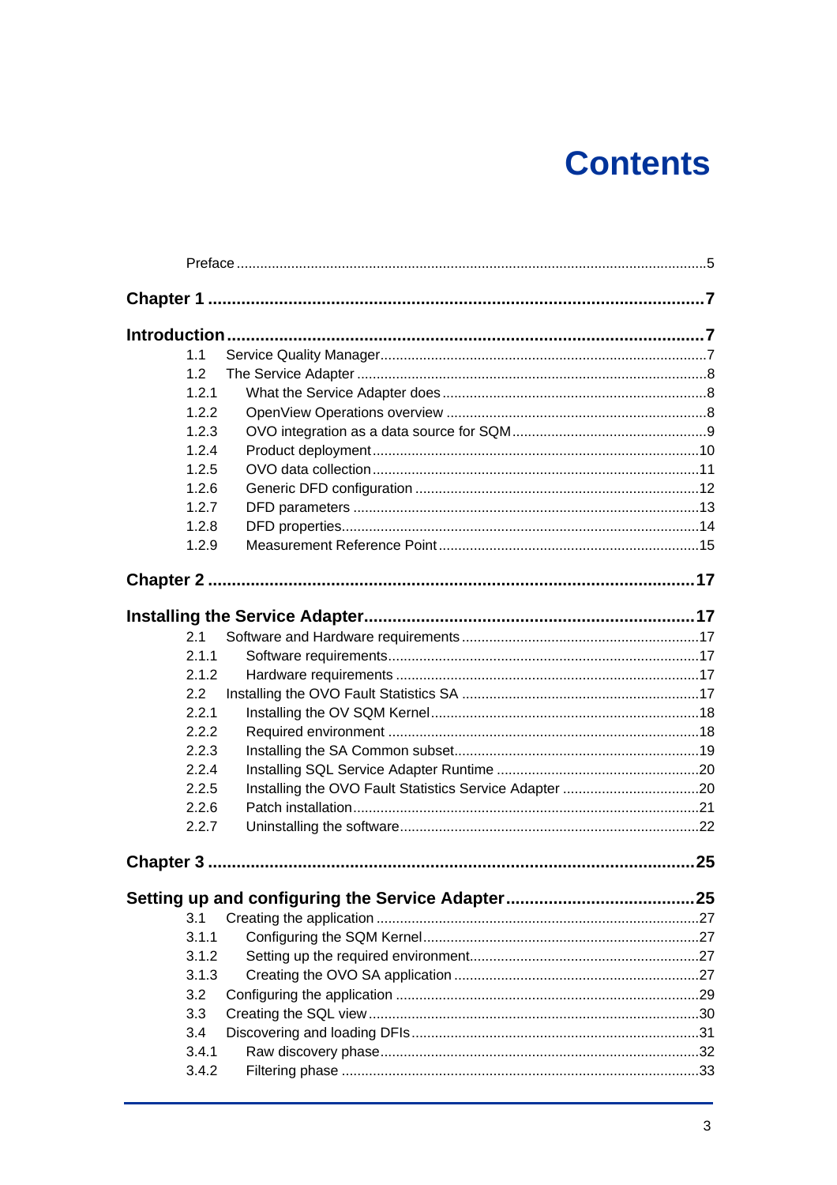# Contents

Preface ....................................................................................................................5

**Chapter 1 ..........................................................................................7**

**Introduction ......................................................................................7**

1.1 Service Quality Manager.......................................................................................7
1.2 The Service Adapter ............................................................................................8
1.2.1 What the Service Adapter does ..........................................................................8
1.2.2 OpenView Operations overview .........................................................................8
1.2.3 OVO integration as a data source for SQM .........................................................9
1.2.4 Product deployment.........................................................................................10
1.2.5 OVO data collection.........................................................................................11
1.2.6 Generic DFD configuration ...............................................................................12
1.2.7 DFD parameters ..............................................................................................13
1.2.8 DFD properties.................................................................................................14
1.2.9 Measurement Reference Point ..........................................................................15

**Chapter 2 ........................................................................................17**

**Installing the Service Adapter.........................................................17**

2.1 Software and Hardware requirements ..................................................................17
2.1.1 Software requirements......................................................................................17
2.1.2 Hardware requirements ....................................................................................17
2.2 Installing the OVO Fault Statistics SA ..................................................................17
2.2.1 Installing the OV SQM Kernel............................................................................18
2.2.2 Required environment ......................................................................................18
2.2.3 Installing the SA Common subset.......................................................................19
2.2.4 Installing SQL Service Adapter Runtime ............................................................20
2.2.5 Installing the OVO Fault Statistics Service Adapter ..............................................20
2.2.6 Patch installation...............................................................................................21
2.2.7 Uninstalling the software....................................................................................22

**Chapter 3 ........................................................................................25**

**Setting up and configuring the Service Adapter.............................25**

3.1 Creating the application ......................................................................................27
3.1.1 Configuring the SQM Kernel..............................................................................27
3.1.2 Setting up the required environment...................................................................27
3.1.3 Creating the OVO SA application ......................................................................27
3.2 Configuring the application ..................................................................................29
3.3 Creating the SQL view.........................................................................................30
3.4 Discovering and loading DFIs...............................................................................31
3.4.1 Raw discovery phase.........................................................................................32
3.4.2 Filtering phase ..................................................................................................33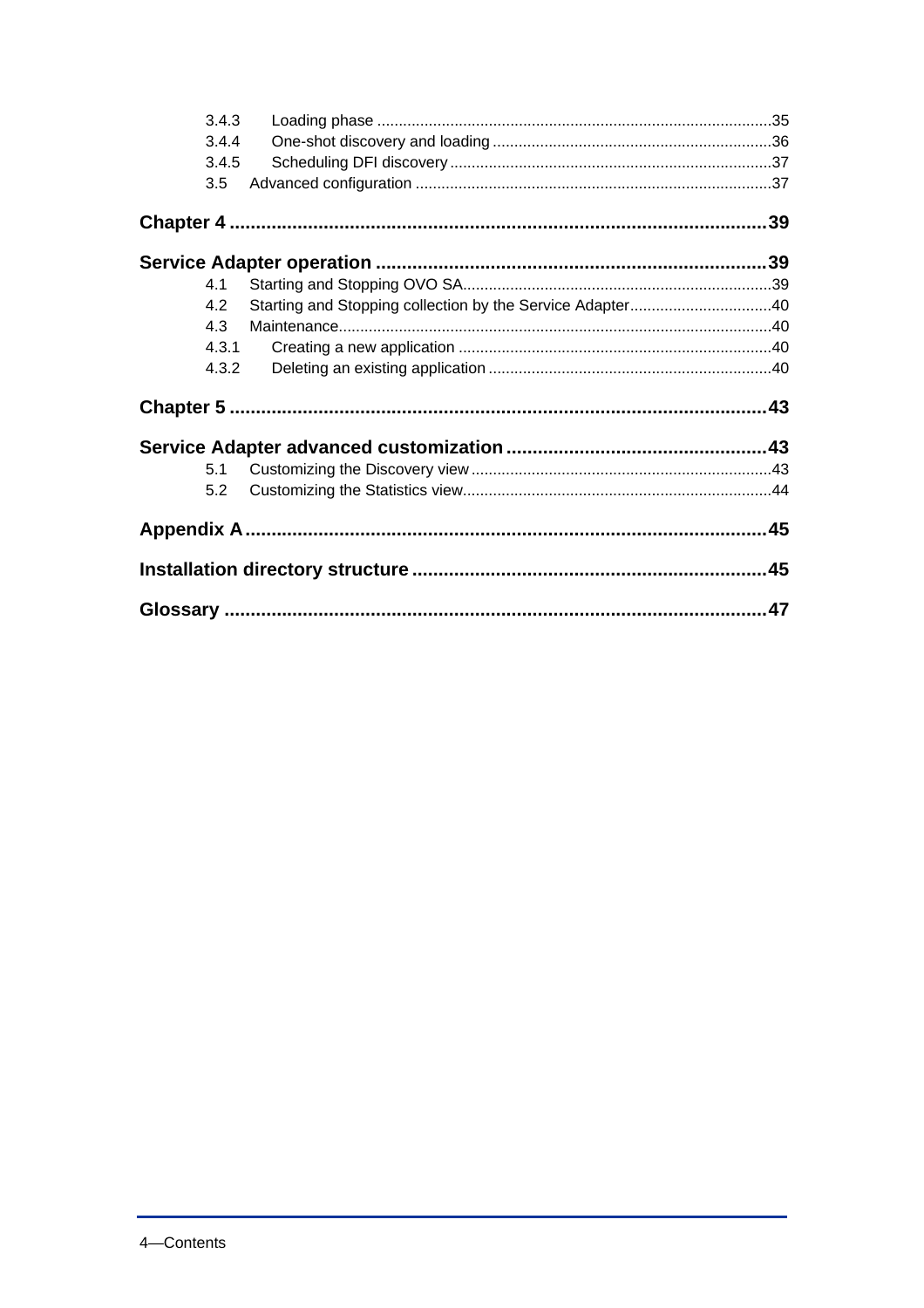3.4.3 Loading phase ....................................................................................35

3.4.4 One-shot discovery and loading ....................................................................36

3.4.5 Scheduling DFI discovery ....................................................................37

3.5 Advanced configuration ....................................................................37

**Chapter 4 ....................................................................................39**

**Service Adapter operation ....................................................................39**

4.1 Starting and Stopping OVO SA....................................................................39

4.2 Starting and Stopping collection by the Service Adapter....................................40

4.3 Maintenance....................................................................................40

4.3.1 Creating a new application ....................................................................40

4.3.2 Deleting an existing application ....................................................................40

**Chapter 5 ....................................................................................43**

**Service Adapter advanced customization ....................................................43**

5.1 Customizing the Discovery view ....................................................................43

5.2 Customizing the Statistics view....................................................................44

**Appendix A ....................................................................................45**

**Installation directory structure ....................................................................45**

**Glossary ....................................................................................47**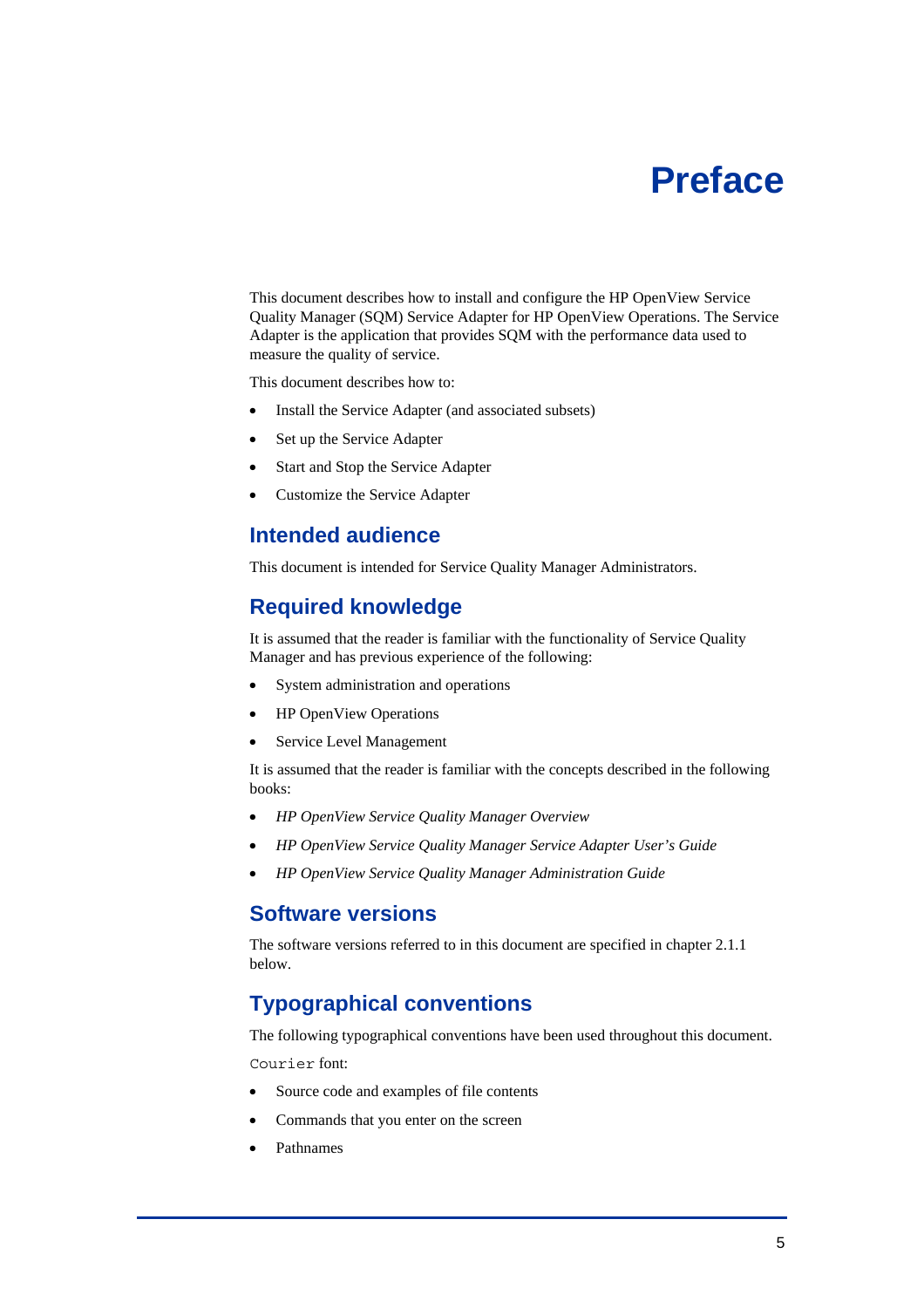# Preface

This document describes how to install and configure the HP OpenView Service Quality Manager (SQM) Service Adapter for HP OpenView Operations. The Service Adapter is the application that provides SQM with the performance data used to measure the quality of service.

This document describes how to:

- Install the Service Adapter (and associated subsets)
- Set up the Service Adapter
- Start and Stop the Service Adapter
- Customize the Service Adapter

## Intended audience

This document is intended for Service Quality Manager Administrators.

## Required knowledge

It is assumed that the reader is familiar with the functionality of Service Quality Manager and has previous experience of the following:

- System administration and operations
- HP OpenView Operations
- Service Level Management

It is assumed that the reader is familiar with the concepts described in the following books:

- *HP OpenView Service Quality Manager Overview*
- *HP OpenView Service Quality Manager Service Adapter User's Guide*
- *HP OpenView Service Quality Manager Administration Guide*

## Software versions

The software versions referred to in this document are specified in chapter 2.1.1 below.

## Typographical conventions

The following typographical conventions have been used throughout this document.

`Courier` font:

- Source code and examples of file contents
- Commands that you enter on the screen
- Pathnames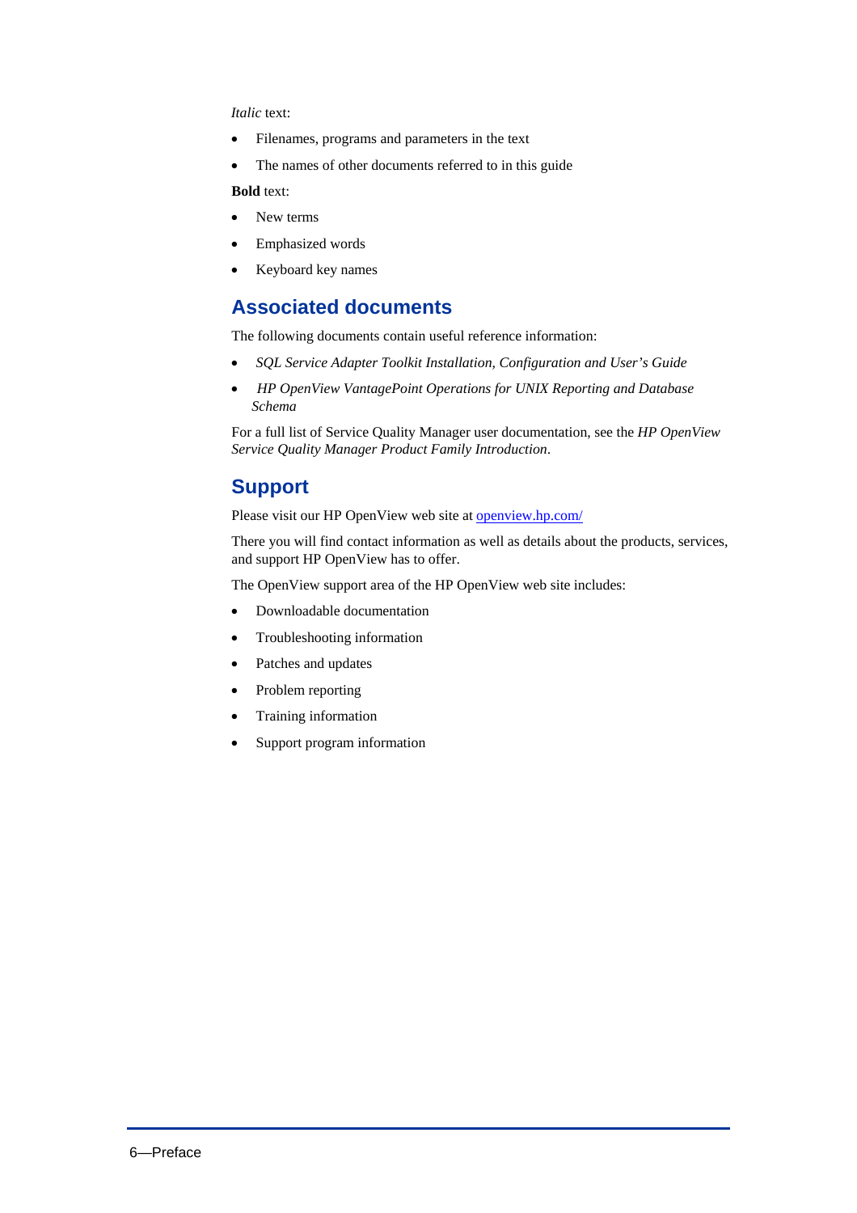*Italic* text:

- Filenames, programs and parameters in the text
- The names of other documents referred to in this guide

**Bold** text:

- New terms
- Emphasized words
- Keyboard key names

## Associated documents

The following documents contain useful reference information:

- *SQL Service Adapter Toolkit Installation, Configuration and User's Guide*
- *HP OpenView VantagePoint Operations for UNIX Reporting and Database Schema*

For a full list of Service Quality Manager user documentation, see the *HP OpenView Service Quality Manager Product Family Introduction*.

## Support

Please visit our HP OpenView web site at [openview.hp.com/](openview.hp.com/)

There you will find contact information as well as details about the products, services, and support HP OpenView has to offer.

The OpenView support area of the HP OpenView web site includes:

- Downloadable documentation
- Troubleshooting information
- Patches and updates
- Problem reporting
- Training information
- Support program information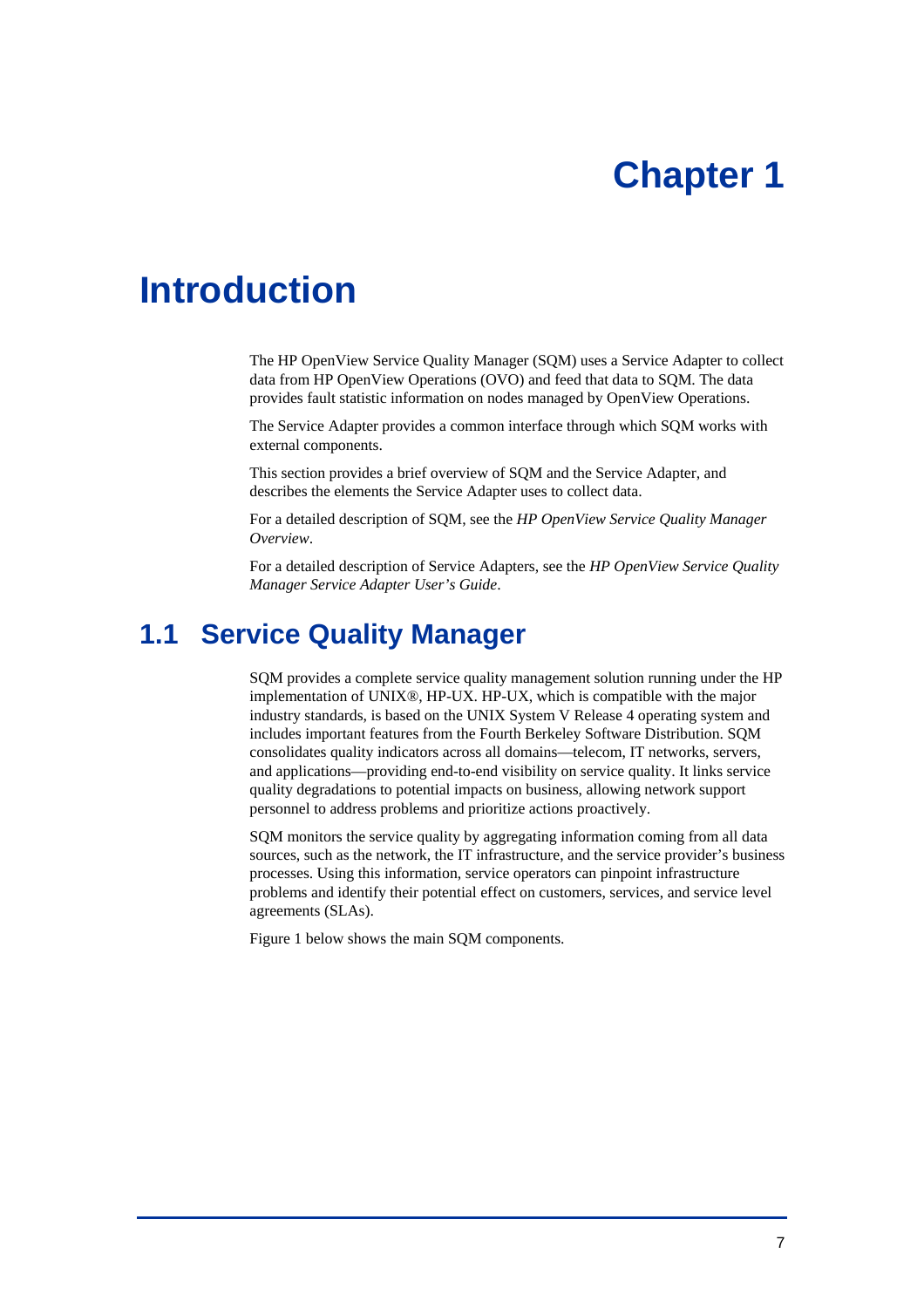# Chapter 1

# Introduction

The HP OpenView Service Quality Manager (SQM) uses a Service Adapter to collect data from HP OpenView Operations (OVO) and feed that data to SQM. The data provides fault statistic information on nodes managed by OpenView Operations.

The Service Adapter provides a common interface through which SQM works with external components.

This section provides a brief overview of SQM and the Service Adapter, and describes the elements the Service Adapter uses to collect data.

For a detailed description of SQM, see the *HP OpenView Service Quality Manager Overview*.

For a detailed description of Service Adapters, see the *HP OpenView Service Quality Manager Service Adapter User's Guide*.

## 1.1 Service Quality Manager

SQM provides a complete service quality management solution running under the HP implementation of UNIX®, HP-UX. HP-UX, which is compatible with the major industry standards, is based on the UNIX System V Release 4 operating system and includes important features from the Fourth Berkeley Software Distribution. SQM consolidates quality indicators across all domains—telecom, IT networks, servers, and applications—providing end-to-end visibility on service quality. It links service quality degradations to potential impacts on business, allowing network support personnel to address problems and prioritize actions proactively.

SQM monitors the service quality by aggregating information coming from all data sources, such as the network, the IT infrastructure, and the service provider's business processes. Using this information, service operators can pinpoint infrastructure problems and identify their potential effect on customers, services, and service level agreements (SLAs).

Figure 1 below shows the main SQM components.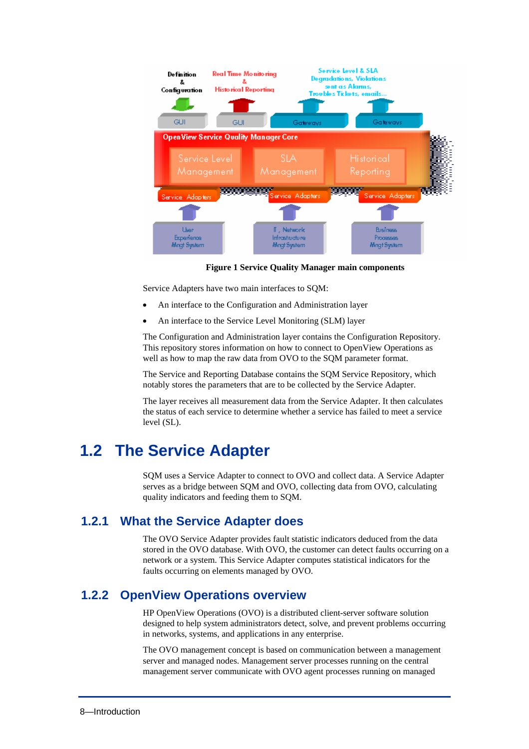**Figure 1 Service Quality Manager main components**

Service Adapters have two main interfaces to SQM:

- An interface to the Configuration and Administration layer
- An interface to the Service Level Monitoring (SLM) layer

The Configuration and Administration layer contains the Configuration Repository. This repository stores information on how to connect to OpenView Operations as well as how to map the raw data from OVO to the SQM parameter format.

The Service and Reporting Database contains the SQM Service Repository, which notably stores the parameters that are to be collected by the Service Adapter.

The layer receives all measurement data from the Service Adapter. It then calculates the status of each service to determine whether a service has failed to meet a service level (SL).

# 1.2 The Service Adapter

SQM uses a Service Adapter to connect to OVO and collect data. A Service Adapter serves as a bridge between SQM and OVO, collecting data from OVO, calculating quality indicators and feeding them to SQM.

## 1.2.1 What the Service Adapter does

The OVO Service Adapter provides fault statistic indicators deduced from the data stored in the OVO database. With OVO, the customer can detect faults occurring on a network or a system. This Service Adapter computes statistical indicators for the faults occurring on elements managed by OVO.

## 1.2.2 OpenView Operations overview

HP OpenView Operations (OVO) is a distributed client-server software solution designed to help system administrators detect, solve, and prevent problems occurring in networks, systems, and applications in any enterprise.

The OVO management concept is based on communication between a management server and managed nodes. Management server processes running on the central management server communicate with OVO agent processes running on managed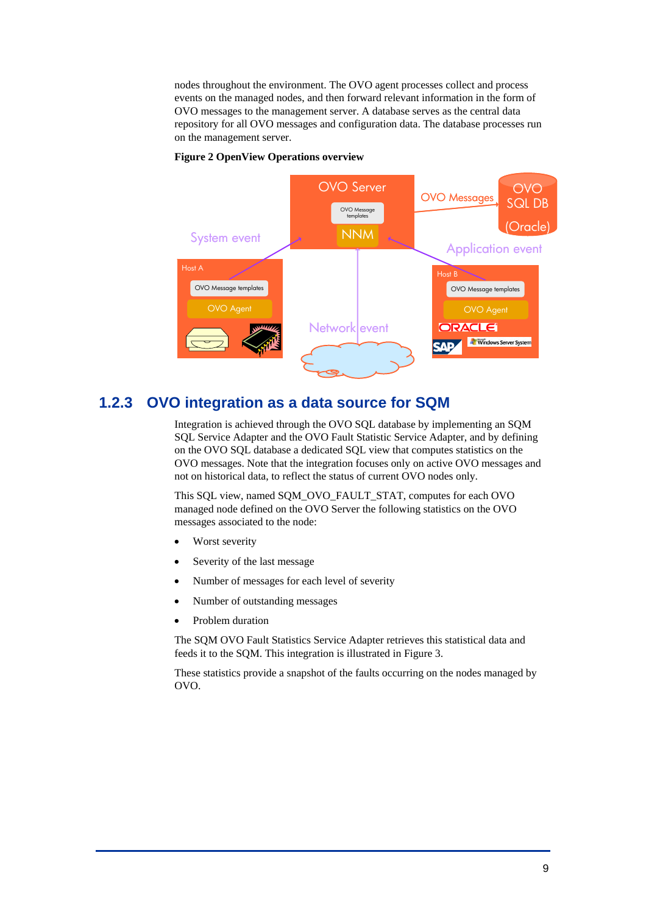nodes throughout the environment. The OVO agent processes collect and process events on the managed nodes, and then forward relevant information in the form of OVO messages to the management server. A database serves as the central data repository for all OVO messages and configuration data. The database processes run on the management server.

**Figure 2 OpenView Operations overview**

### 1.2.3 OVO integration as a data source for SQM

Integration is achieved through the OVO SQL database by implementing an SQM SQL Service Adapter and the OVO Fault Statistic Service Adapter, and by defining on the OVO SQL database a dedicated SQL view that computes statistics on the OVO messages. Note that the integration focuses only on active OVO messages and not on historical data, to reflect the status of current OVO nodes only.

This SQL view, named SQM_OVO_FAULT_STAT, computes for each OVO managed node defined on the OVO Server the following statistics on the OVO messages associated to the node:

- Worst severity
- Severity of the last message
- Number of messages for each level of severity
- Number of outstanding messages
- Problem duration

The SQM OVO Fault Statistics Service Adapter retrieves this statistical data and feeds it to the SQM. This integration is illustrated in Figure 3.

These statistics provide a snapshot of the faults occurring on the nodes managed by OVO.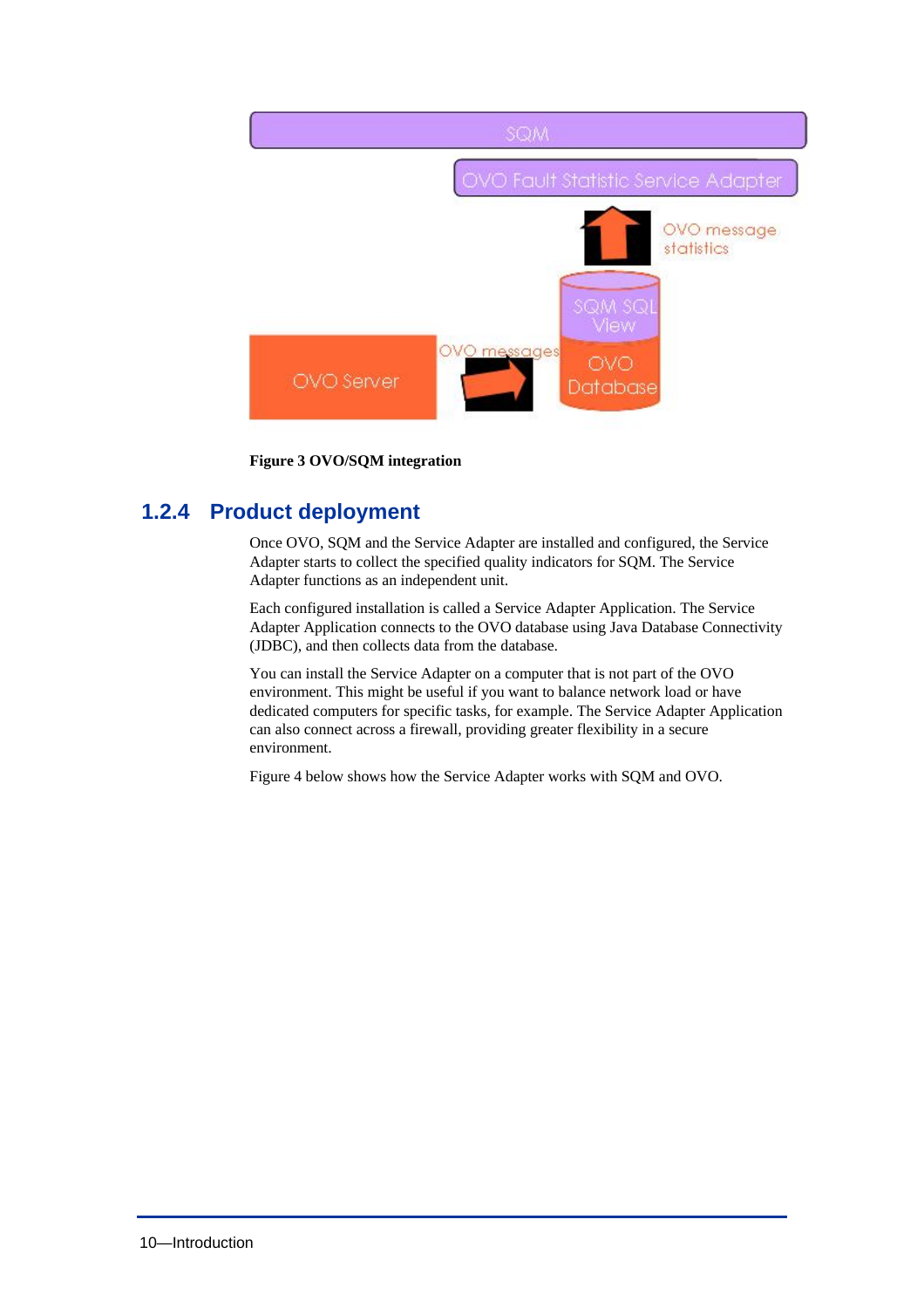**Figure 3 OVO/SQM integration**

### 1.2.4 Product deployment

Once OVO, SQM and the Service Adapter are installed and configured, the Service Adapter starts to collect the specified quality indicators for SQM. The Service Adapter functions as an independent unit.

Each configured installation is called a Service Adapter Application. The Service Adapter Application connects to the OVO database using Java Database Connectivity (JDBC), and then collects data from the database.

You can install the Service Adapter on a computer that is not part of the OVO environment. This might be useful if you want to balance network load or have dedicated computers for specific tasks, for example. The Service Adapter Application can also connect across a firewall, providing greater flexibility in a secure environment.

Figure 4 below shows how the Service Adapter works with SQM and OVO.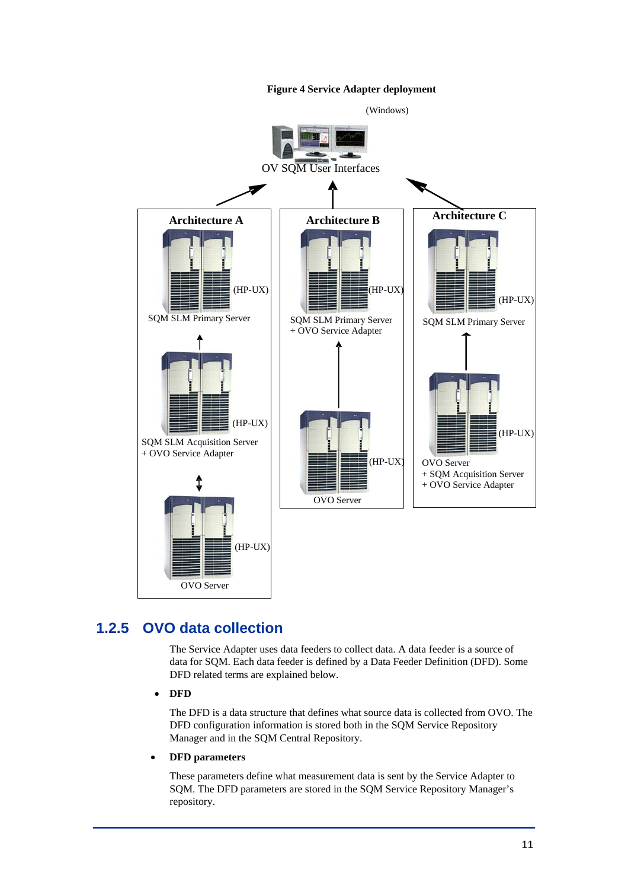**Figure 4 Service Adapter deployment**

(Windows)

OV SQM User Interfaces

Architecture A

(HP-UX)

SQM SLM Primary Server

(HP-UX)

SQM SLM Acquisition Server
+ OVO Service Adapter

(HP-UX)

OVO Server

Architecture B

(HP-UX)

SQM SLM Primary Server
+ OVO Service Adapter

(HP-UX)

OVO Server

Architecture C

(HP-UX)

SQM SLM Primary Server

(HP-UX)

OVO Server
+ SQM Acquisition Server
+ OVO Service Adapter

## 1.2.5 OVO data collection

The Service Adapter uses data feeders to collect data. A data feeder is a source of data for SQM. Each data feeder is defined by a Data Feeder Definition (DFD). Some DFD related terms are explained below.

- **DFD**

  The DFD is a data structure that defines what source data is collected from OVO. The DFD configuration information is stored both in the SQM Service Repository Manager and in the SQM Central Repository.

- **DFD parameters**

  These parameters define what measurement data is sent by the Service Adapter to SQM. The DFD parameters are stored in the SQM Service Repository Manager's repository.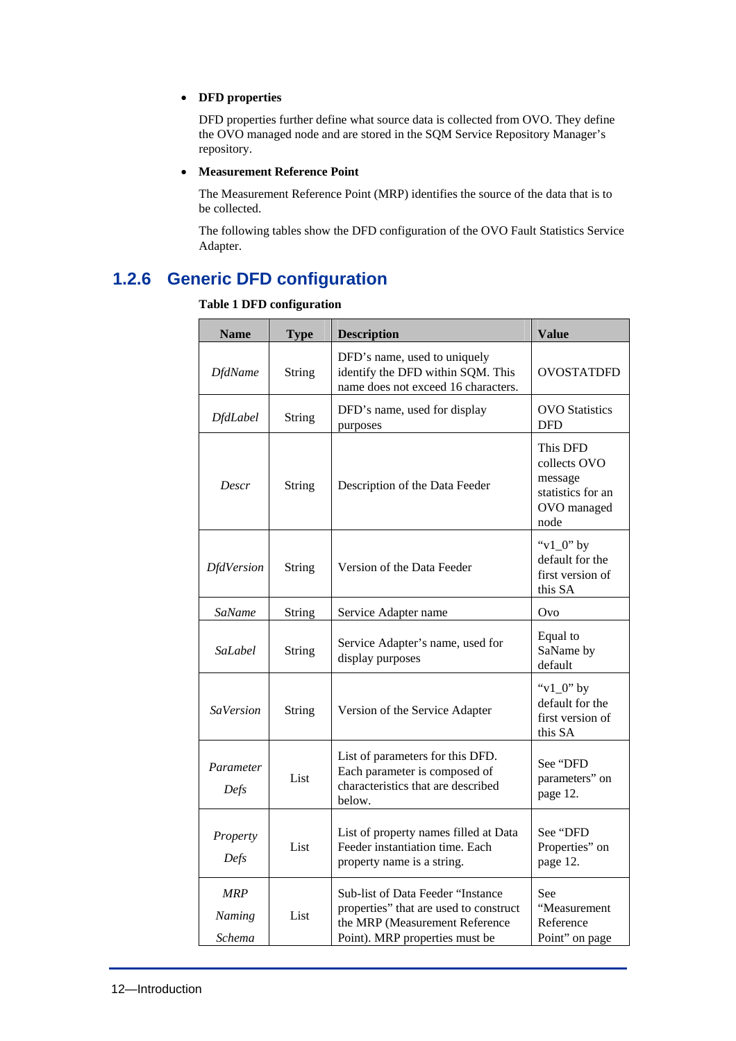- **DFD properties**

  DFD properties further define what source data is collected from OVO. They define the OVO managed node and are stored in the SQM Service Repository Manager's repository.

- **Measurement Reference Point**

  The Measurement Reference Point (MRP) identifies the source of the data that is to be collected.

  The following tables show the DFD configuration of the OVO Fault Statistics Service Adapter.

## 1.2.6 Generic DFD configuration

**Table 1 DFD configuration**

| Name | Type | Description | Value |
|---|---|---|---|
| *DfdName* | String | DFD's name, used to uniquely identify the DFD within SQM. This name does not exceed 16 characters. | OVOSTATDFD |
| *DfdLabel* | String | DFD's name, used for display purposes | OVO Statistics DFD |
| *Descr* | String | Description of the Data Feeder | This DFD collects OVO message statistics for an OVO managed node |
| *DfdVersion* | String | Version of the Data Feeder | "v1_0" by default for the first version of this SA |
| *SaName* | String | Service Adapter name | Ovo |
| *SaLabel* | String | Service Adapter's name, used for display purposes | Equal to SaName by default |
| *SaVersion* | String | Version of the Service Adapter | "v1_0" by default for the first version of this SA |
| *Parameter Defs* | List | List of parameters for this DFD. Each parameter is composed of characteristics that are described below. | See "DFD parameters" on page 12. |
| *Property Defs* | List | List of property names filled at Data Feeder instantiation time. Each property name is a string. | See "DFD Properties" on page 12. |
| *MRP Naming Schema* | List | Sub-list of Data Feeder "Instance properties" that are used to construct the MRP (Measurement Reference Point). MRP properties must be | See "Measurement Reference Point" on page |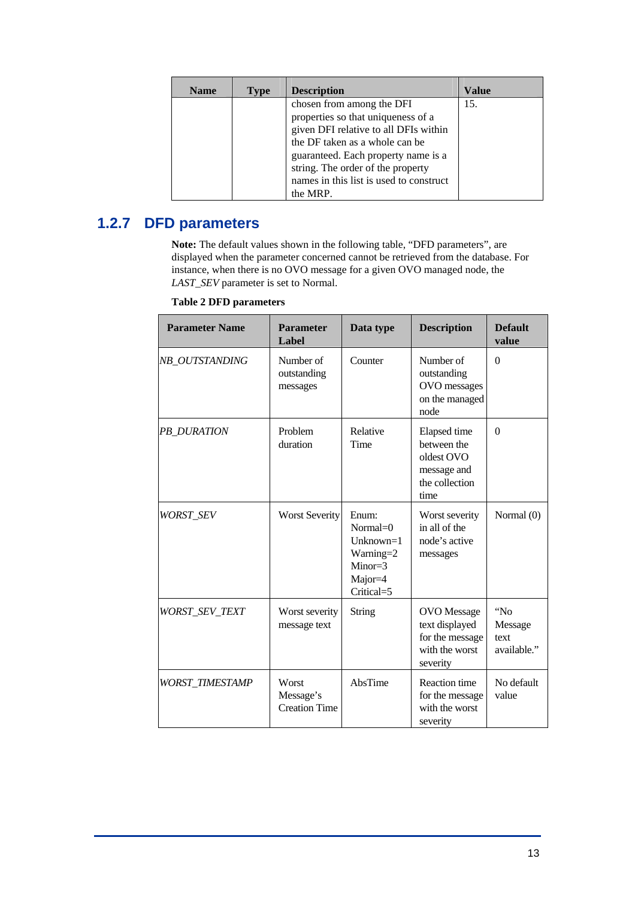| Name | Type | Description | Value |
|---|---|---|---|
| | | chosen from among the DFI properties so that uniqueness of a given DFI relative to all DFIs within the DF taken as a whole can be guaranteed. Each property name is a string. The order of the property names in this list is used to construct the MRP. | 15. |

### 1.2.7 DFD parameters

**Note:** The default values shown in the following table, “DFD parameters”, are displayed when the parameter concerned cannot be retrieved from the database. For instance, when there is no OVO message for a given OVO managed node, the *LAST_SEV* parameter is set to Normal.

**Table 2 DFD parameters**

| Parameter Name | Parameter Label | Data type | Description | Default value |
|---|---|---|---|---|
| *NB_OUTSTANDING* | Number of outstanding messages | Counter | Number of outstanding OVO messages on the managed node | 0 |
| *PB_DURATION* | Problem duration | Relative Time | Elapsed time between the oldest OVO message and the collection time | 0 |
| *WORST_SEV* | Worst Severity | Enum: Normal=0 Unknown=1 Warning=2 Minor=3 Major=4 Critical=5 | Worst severity in all of the node’s active messages | Normal (0) |
| *WORST_SEV_TEXT* | Worst severity message text | String | OVO Message text displayed for the message with the worst severity | “No Message text available.” |
| *WORST_TIMESTAMP* | Worst Message’s Creation Time | AbsTime | Reaction time for the message with the worst severity | No default value |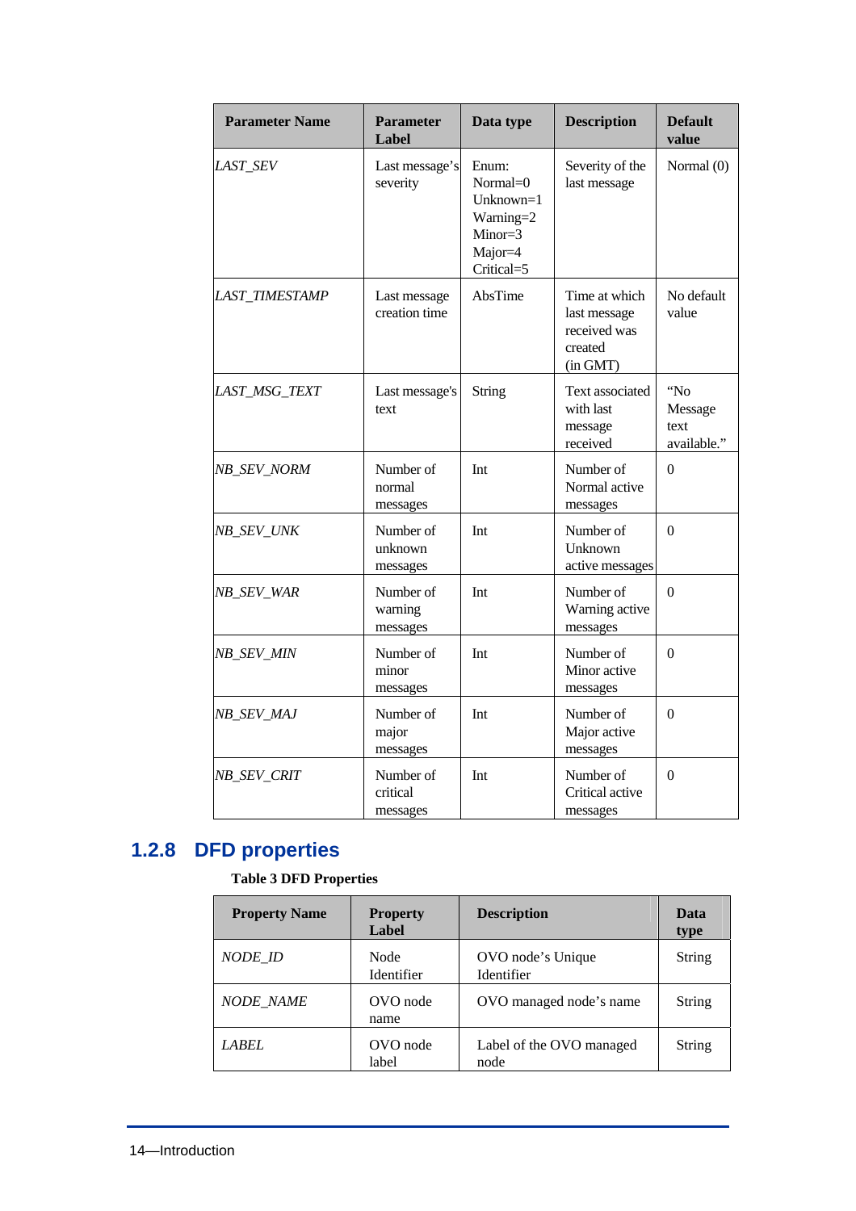| Parameter Name | Parameter Label | Data type | Description | Default value |
|---|---|---|---|---|
| *LAST_SEV* | Last message's severity | Enum: Normal=0 Unknown=1 Warning=2 Minor=3 Major=4 Critical=5 | Severity of the last message | Normal (0) |
| *LAST_TIMESTAMP* | Last message creation time | AbsTime | Time at which last message received was created (in GMT) | No default value |
| *LAST_MSG_TEXT* | Last message's text | String | Text associated with last message received | "No Message text available." |
| *NB_SEV_NORM* | Number of normal messages | Int | Number of Normal active messages | 0 |
| *NB_SEV_UNK* | Number of unknown messages | Int | Number of Unknown active messages | 0 |
| *NB_SEV_WAR* | Number of warning messages | Int | Number of Warning active messages | 0 |
| *NB_SEV_MIN* | Number of minor messages | Int | Number of Minor active messages | 0 |
| *NB_SEV_MAJ* | Number of major messages | Int | Number of Major active messages | 0 |
| *NB_SEV_CRIT* | Number of critical messages | Int | Number of Critical active messages | 0 |

## 1.2.8 DFD properties

**Table 3 DFD Properties**

| Property Name | Property Label | Description | Data type |
|---|---|---|---|
| *NODE_ID* | Node Identifier | OVO node's Unique Identifier | String |
| *NODE_NAME* | OVO node name | OVO managed node's name | String |
| *LABEL* | OVO node label | Label of the OVO managed node | String |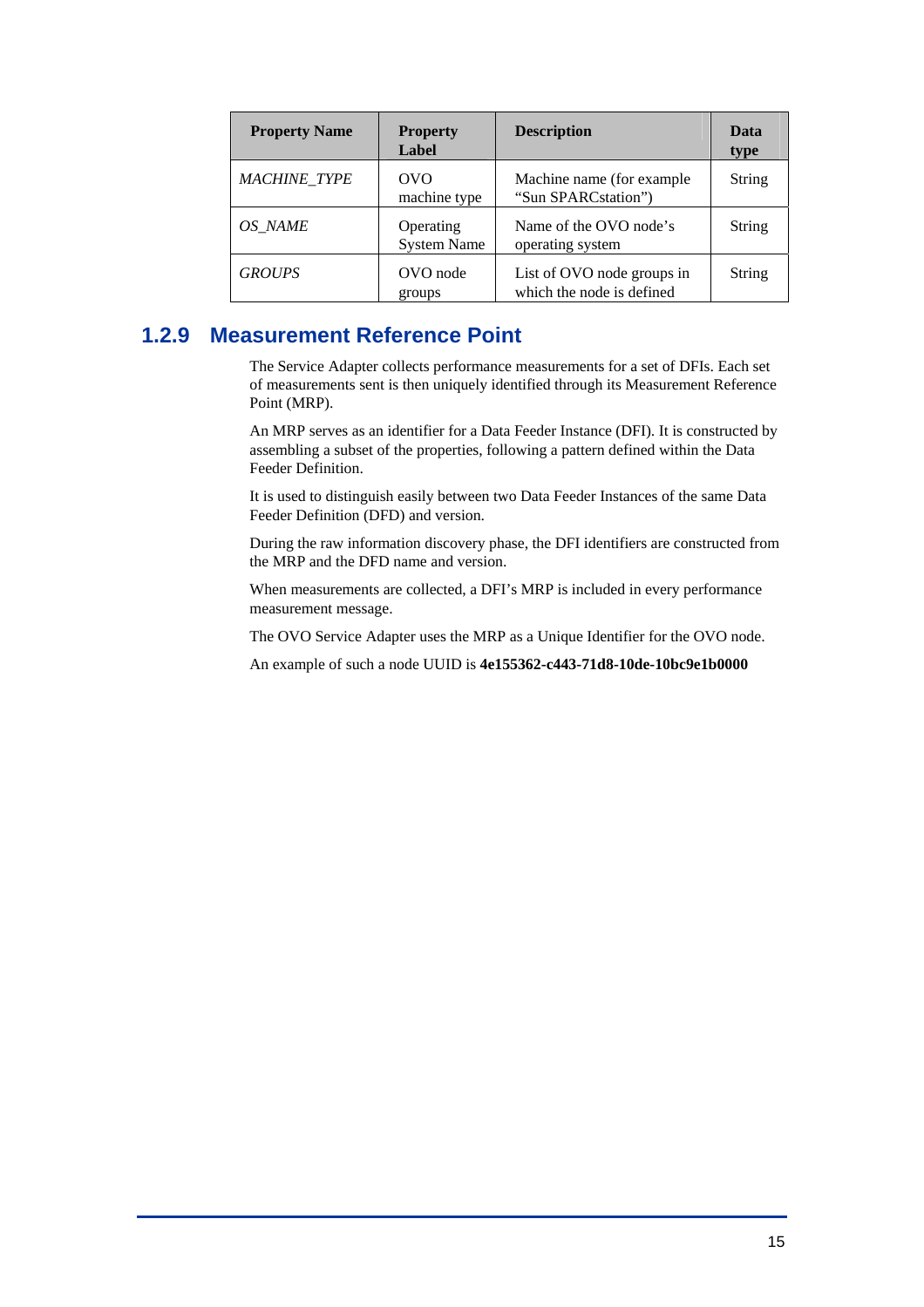| Property Name | Property Label | Description | Data type |
| --- | --- | --- | --- |
| *MACHINE_TYPE* | OVO machine type | Machine name (for example “Sun SPARCstation”) | String |
| *OS_NAME* | Operating System Name | Name of the OVO node’s operating system | String |
| *GROUPS* | OVO node groups | List of OVO node groups in which the node is defined | String |

### 1.2.9 Measurement Reference Point

The Service Adapter collects performance measurements for a set of DFIs. Each set of measurements sent is then uniquely identified through its Measurement Reference Point (MRP).

An MRP serves as an identifier for a Data Feeder Instance (DFI). It is constructed by assembling a subset of the properties, following a pattern defined within the Data Feeder Definition.

It is used to distinguish easily between two Data Feeder Instances of the same Data Feeder Definition (DFD) and version.

During the raw information discovery phase, the DFI identifiers are constructed from the MRP and the DFD name and version.

When measurements are collected, a DFI’s MRP is included in every performance measurement message.

The OVO Service Adapter uses the MRP as a Unique Identifier for the OVO node.

An example of such a node UUID is **4e155362-c443-71d8-10de-10bc9e1b0000**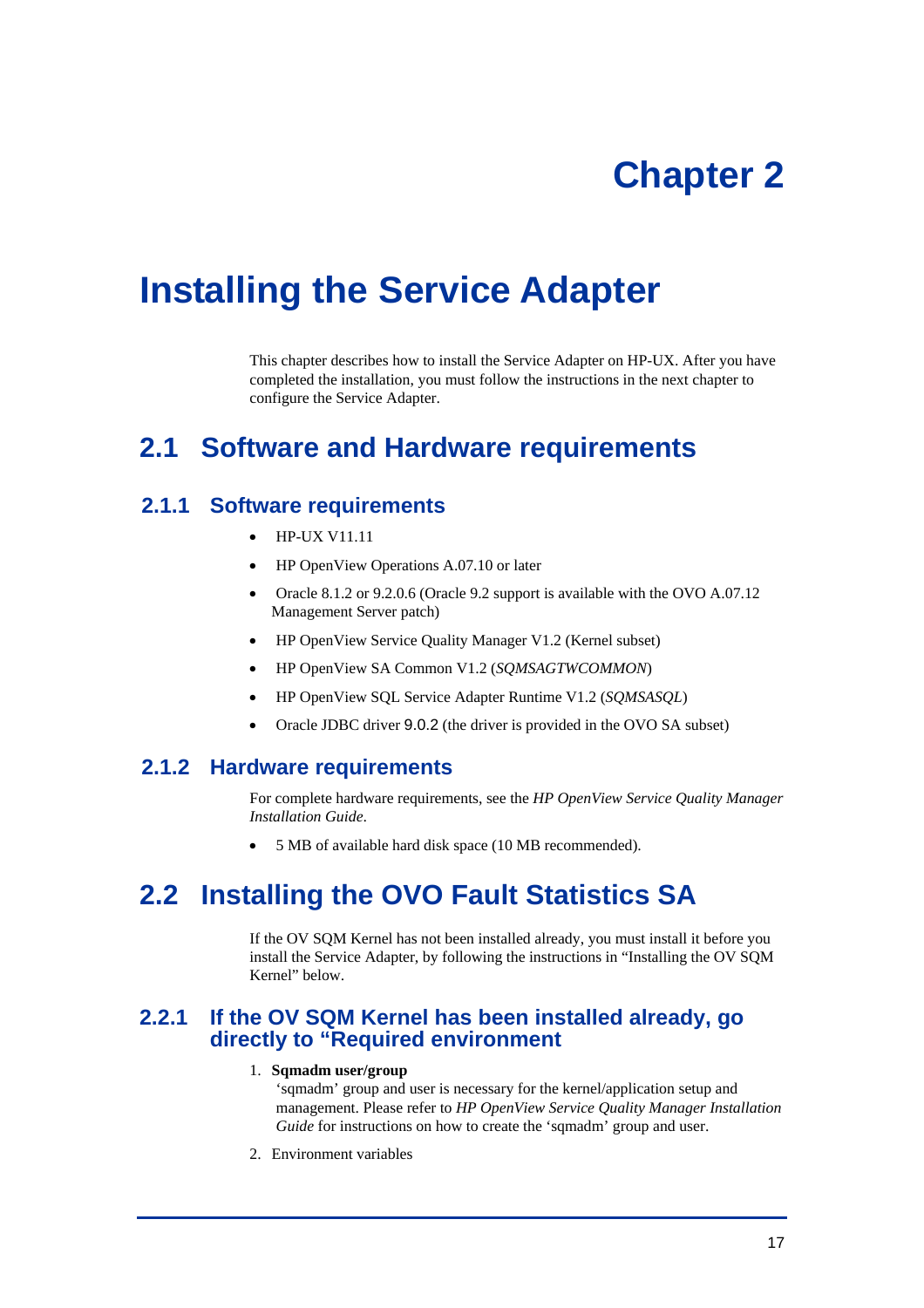# Chapter 2

# Installing the Service Adapter

This chapter describes how to install the Service Adapter on HP-UX. After you have completed the installation, you must follow the instructions in the next chapter to configure the Service Adapter.

## 2.1 Software and Hardware requirements

### 2.1.1 Software requirements

- HP-UX V11.11
- HP OpenView Operations A.07.10 or later
- Oracle 8.1.2 or 9.2.0.6 (Oracle 9.2 support is available with the OVO A.07.12 Management Server patch)
- HP OpenView Service Quality Manager V1.2 (Kernel subset)
- HP OpenView SA Common V1.2 (*SQMSAGTWCOMMON*)
- HP OpenView SQL Service Adapter Runtime V1.2 (*SQMSASQL*)
- Oracle JDBC driver 9.0.2 (the driver is provided in the OVO SA subset)

### 2.1.2 Hardware requirements

For complete hardware requirements, see the *HP OpenView Service Quality Manager Installation Guide*.

- 5 MB of available hard disk space (10 MB recommended).

## 2.2 Installing the OVO Fault Statistics SA

If the OV SQM Kernel has not been installed already, you must install it before you install the Service Adapter, by following the instructions in "Installing the OV SQM Kernel" below.

### 2.2.1 If the OV SQM Kernel has been installed already, go directly to "Required environment

1. **Sqmadm user/group**
   'sqmadm' group and user is necessary for the kernel/application setup and management. Please refer to *HP OpenView Service Quality Manager Installation Guide* for instructions on how to create the 'sqmadm' group and user.
2. Environment variables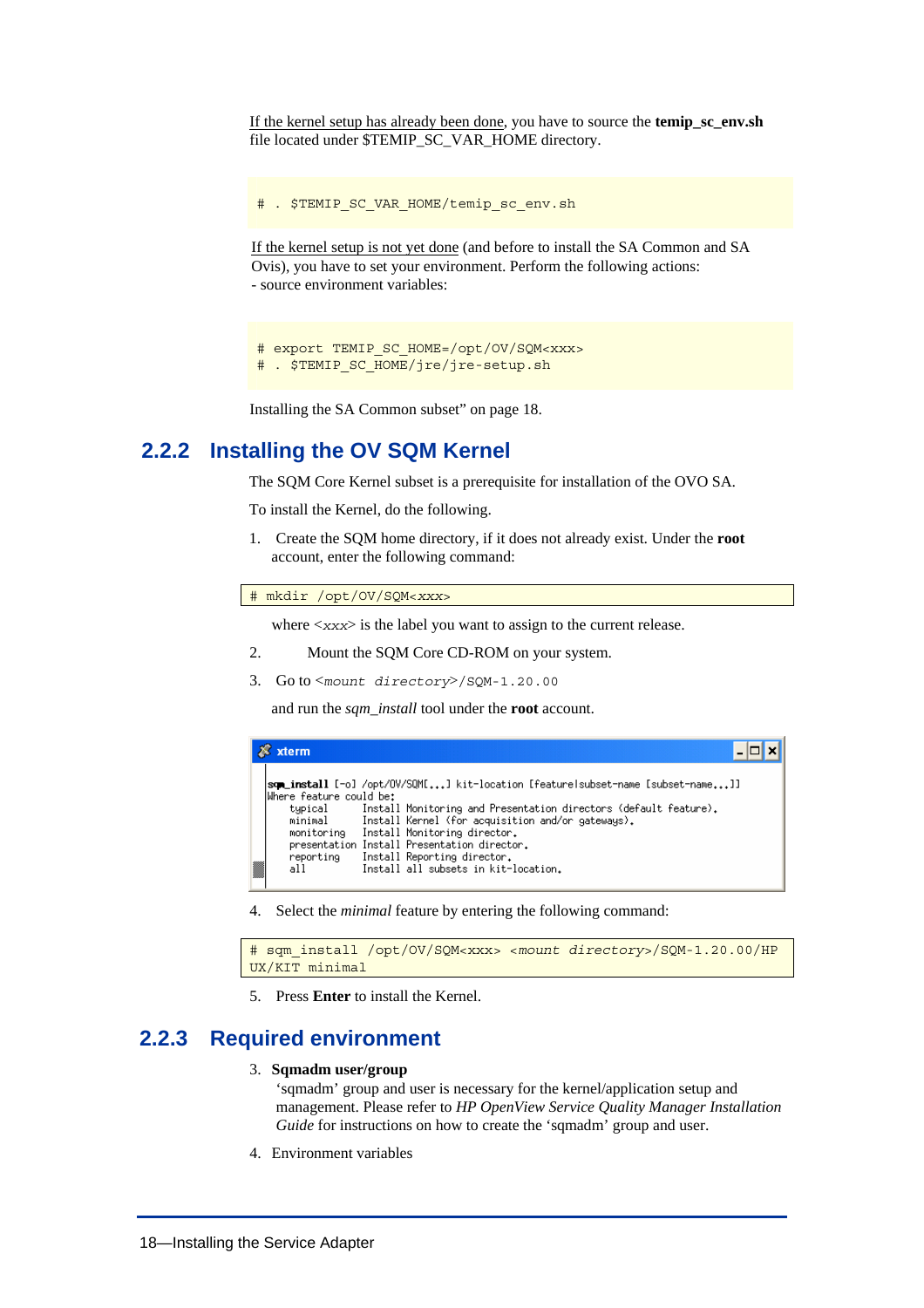If the kernel setup has already been done, you have to source the **temip_sc_env.sh** file located under $TEMIP_SC_VAR_HOME directory.

```
# . $TEMIP_SC_VAR_HOME/temip_sc_env.sh
```

If the kernel setup is not yet done (and before to install the SA Common and SA Ovis), you have to set your environment. Perform the following actions:
- source environment variables:

```
# export TEMIP_SC_HOME=/opt/OV/SQM<xxx>
# . $TEMIP_SC_HOME/jre/jre-setup.sh
```

Installing the SA Common subset" on page 18.

## 2.2.2 Installing the OV SQM Kernel

The SQM Core Kernel subset is a prerequisite for installation of the OVO SA.

To install the Kernel, do the following.

1. Create the SQM home directory, if it does not already exist. Under the **root** account, enter the following command:

```
# mkdir /opt/OV/SQM<xxx>
```

where <*xxx*> is the label you want to assign to the current release.

2. Mount the SQM Core CD-ROM on your system.

3. Go to <*mount directory*>/SQM-1.20.00

   and run the *sqm_install* tool under the **root** account.

```
sqm_install [-o] /opt/OV/SQM[...] kit-location [feature|subset-name [subset-name...]]
Where feature could be:
    typical      Install Monitoring and Presentation directors (default feature).
    minimal      Install Kernel (for acquisition and/or gateways).
    monitoring   Install Monitoring director.
    presentation Install Presentation director.
    reporting    Install Reporting director.
    all          Install all subsets in kit-location.
```

4. Select the *minimal* feature by entering the following command:

```
# sqm_install /opt/OV/SQM<xxx> <mount directory>/SQM-1.20.00/HP
UX/KIT minimal
```

5. Press **Enter** to install the Kernel.

## 2.2.3 Required environment

3. **Sqmadm user/group**
   'sqmadm' group and user is necessary for the kernel/application setup and management. Please refer to *HP OpenView Service Quality Manager Installation Guide* for instructions on how to create the 'sqmadm' group and user.

4. Environment variables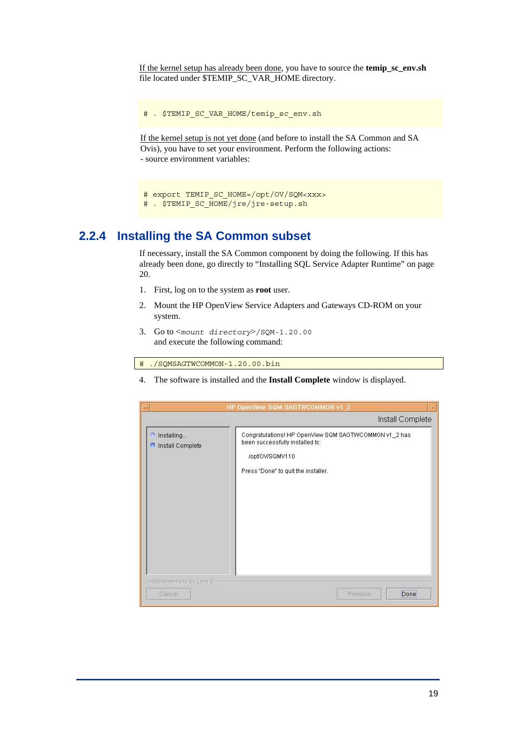If the kernel setup has already been done, you have to source the **temip_sc_env.sh** file located under $TEMIP_SC_VAR_HOME directory.

```
# . $TEMIP_SC_VAR_HOME/temip_sc_env.sh
```

If the kernel setup is not yet done (and before to install the SA Common and SA Ovis), you have to set your environment. Perform the following actions:
- source environment variables:

```
# export TEMIP_SC_HOME=/opt/OV/SQM<xxx>
# . $TEMIP_SC_HOME/jre/jre-setup.sh
```

## 2.2.4 Installing the SA Common subset

If necessary, install the SA Common component by doing the following. If this has already been done, go directly to "Installing SQL Service Adapter Runtime" on page 20.

1. First, log on to the system as **root** user.
2. Mount the HP OpenView Service Adapters and Gateways CD-ROM on your system.
3. Go to `<mount directory>/SQM-1.20.00` and execute the following command:

```
# ./SQMSAGTWCOMMON-1.20.00.bin
```

4. The software is installed and the **Install Complete** window is displayed.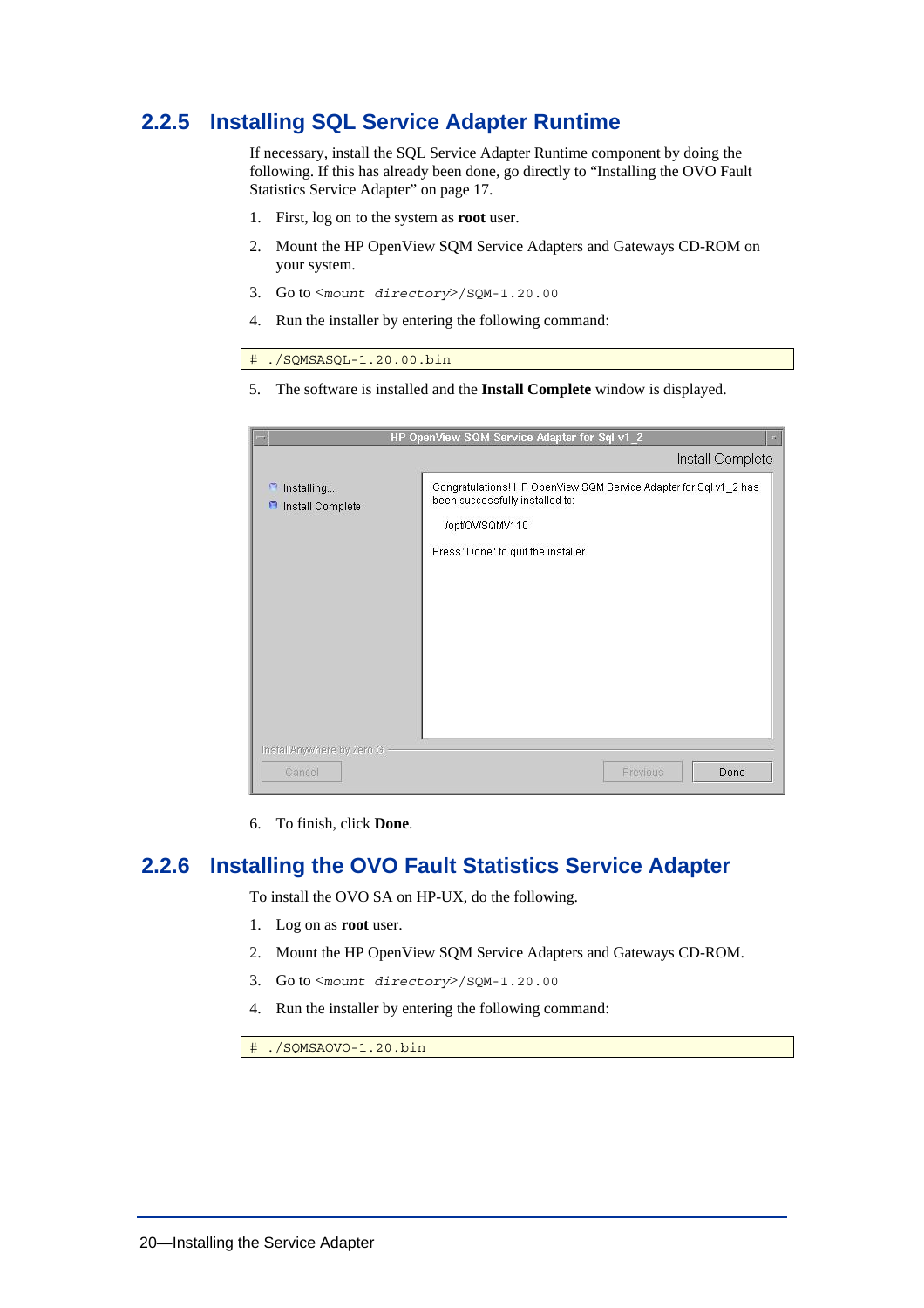## 2.2.5 Installing SQL Service Adapter Runtime

If necessary, install the SQL Service Adapter Runtime component by doing the following. If this has already been done, go directly to "Installing the OVO Fault Statistics Service Adapter" on page 17.

1. First, log on to the system as **root** user.
2. Mount the HP OpenView SQM Service Adapters and Gateways CD-ROM on your system.
3. Go to <*mount directory*>/`SQM-1.20.00`
4. Run the installer by entering the following command:

```
# ./SQMSASQL-1.20.00.bin
```

5. The software is installed and the **Install Complete** window is displayed.

6. To finish, click **Done**.

## 2.2.6 Installing the OVO Fault Statistics Service Adapter

To install the OVO SA on HP-UX, do the following.

1. Log on as **root** user.
2. Mount the HP OpenView SQM Service Adapters and Gateways CD-ROM.
3. Go to <*mount directory*>/`SQM-1.20.00`
4. Run the installer by entering the following command:

```
# ./SQMSAOVO-1.20.bin
```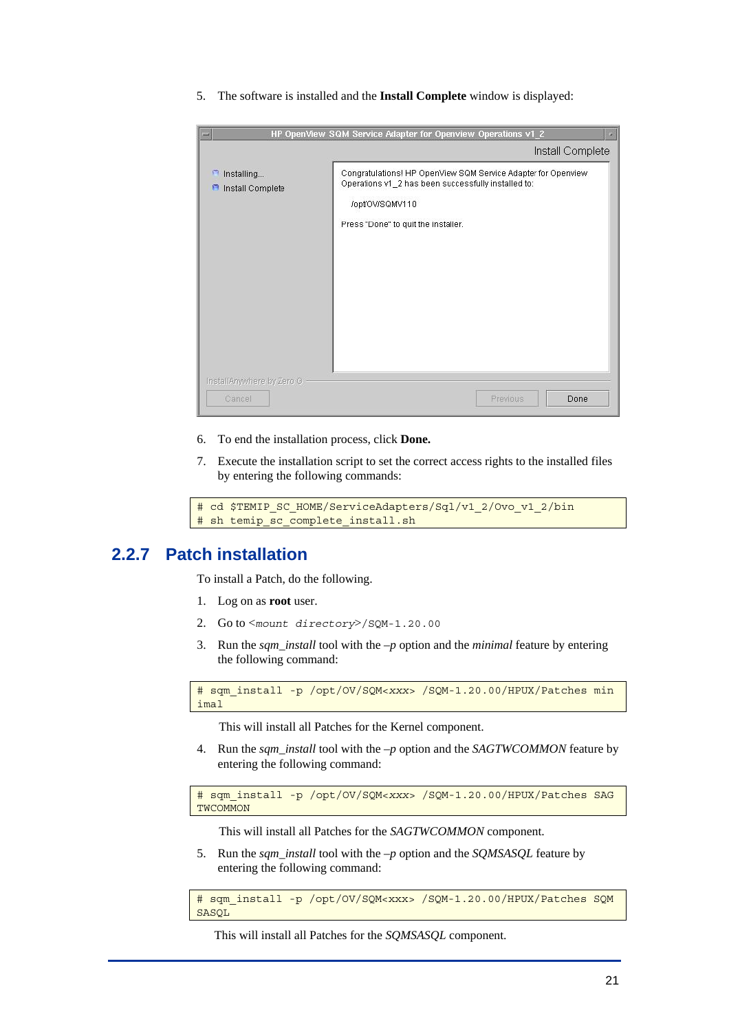5. The software is installed and the **Install Complete** window is displayed:

6. To end the installation process, click **Done.**

7. Execute the installation script to set the correct access rights to the installed files by entering the following commands:

```
# cd $TEMIP_SC_HOME/ServiceAdapters/Sql/v1_2/Ovo_v1_2/bin
# sh temip_sc_complete_install.sh
```

### 2.2.7 Patch installation

To install a Patch, do the following.

1. Log on as **root** user.

2. Go to <*mount directory*>/SQM-1.20.00

3. Run the *sqm_install* tool with the *–p* option and the *minimal* feature by entering the following command:

```
# sqm_install -p /opt/OV/SQM<xxx> /SQM-1.20.00/HPUX/Patches min
imal
```

   This will install all Patches for the Kernel component.

4. Run the *sqm_install* tool with the *–p* option and the *SAGTWCOMMON* feature by entering the following command:

```
# sqm_install -p /opt/OV/SQM<xxx> /SQM-1.20.00/HPUX/Patches SAG
TWCOMMON
```

   This will install all Patches for the *SAGTWCOMMON* component.

5. Run the *sqm_install* tool with the *–p* option and the *SQMSASQL* feature by entering the following command:

```
# sqm_install -p /opt/OV/SQM<xxx> /SQM-1.20.00/HPUX/Patches SQM
SASQL
```

   This will install all Patches for the *SQMSASQL* component.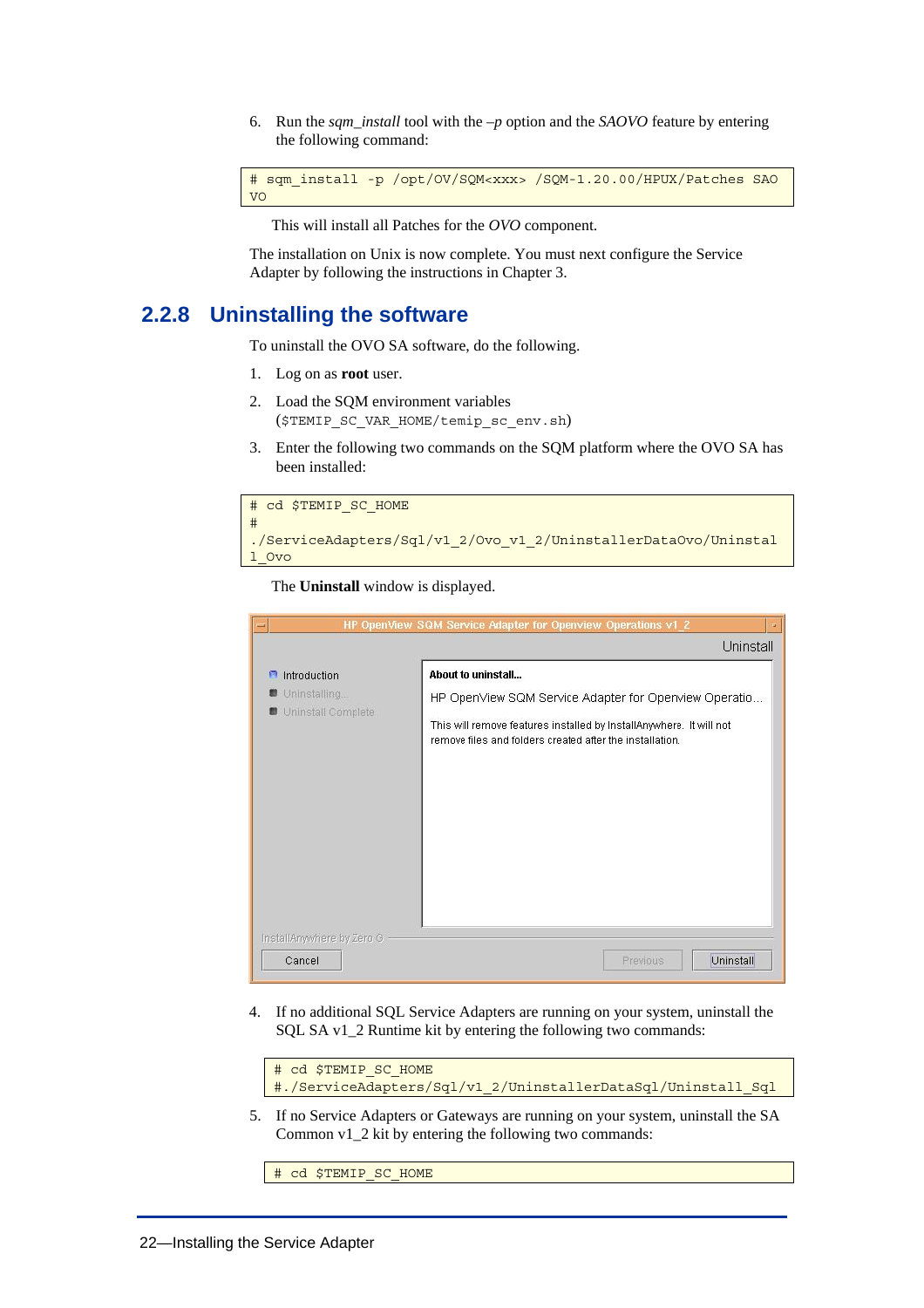6. Run the *sqm_install* tool with the *–p* option and the *SAOVO* feature by entering the following command:

```
# sqm_install -p /opt/OV/SQM<xxx> /SQM-1.20.00/HPUX/Patches SAOVO
```

This will install all Patches for the *OVO* component.

The installation on Unix is now complete. You must next configure the Service Adapter by following the instructions in Chapter 3.

## 2.2.8 Uninstalling the software

To uninstall the OVO SA software, do the following.

1. Log on as **root** user.
2. Load the SQM environment variables (`$TEMIP_SC_VAR_HOME/temip_sc_env.sh`)
3. Enter the following two commands on the SQM platform where the OVO SA has been installed:

```
# cd $TEMIP_SC_HOME
# ./ServiceAdapters/Sql/v1_2/Ovo_v1_2/UninstallerDataOvo/Uninstall_Ovo
```

The **Uninstall** window is displayed.

4. If no additional SQL Service Adapters are running on your system, uninstall the SQL SA v1_2 Runtime kit by entering the following two commands:

```
# cd $TEMIP_SC_HOME
#./ServiceAdapters/Sql/v1_2/UninstallerDataSql/Uninstall_Sql
```

5. If no Service Adapters or Gateways are running on your system, uninstall the SA Common v1_2 kit by entering the following two commands:

```
# cd $TEMIP_SC_HOME
```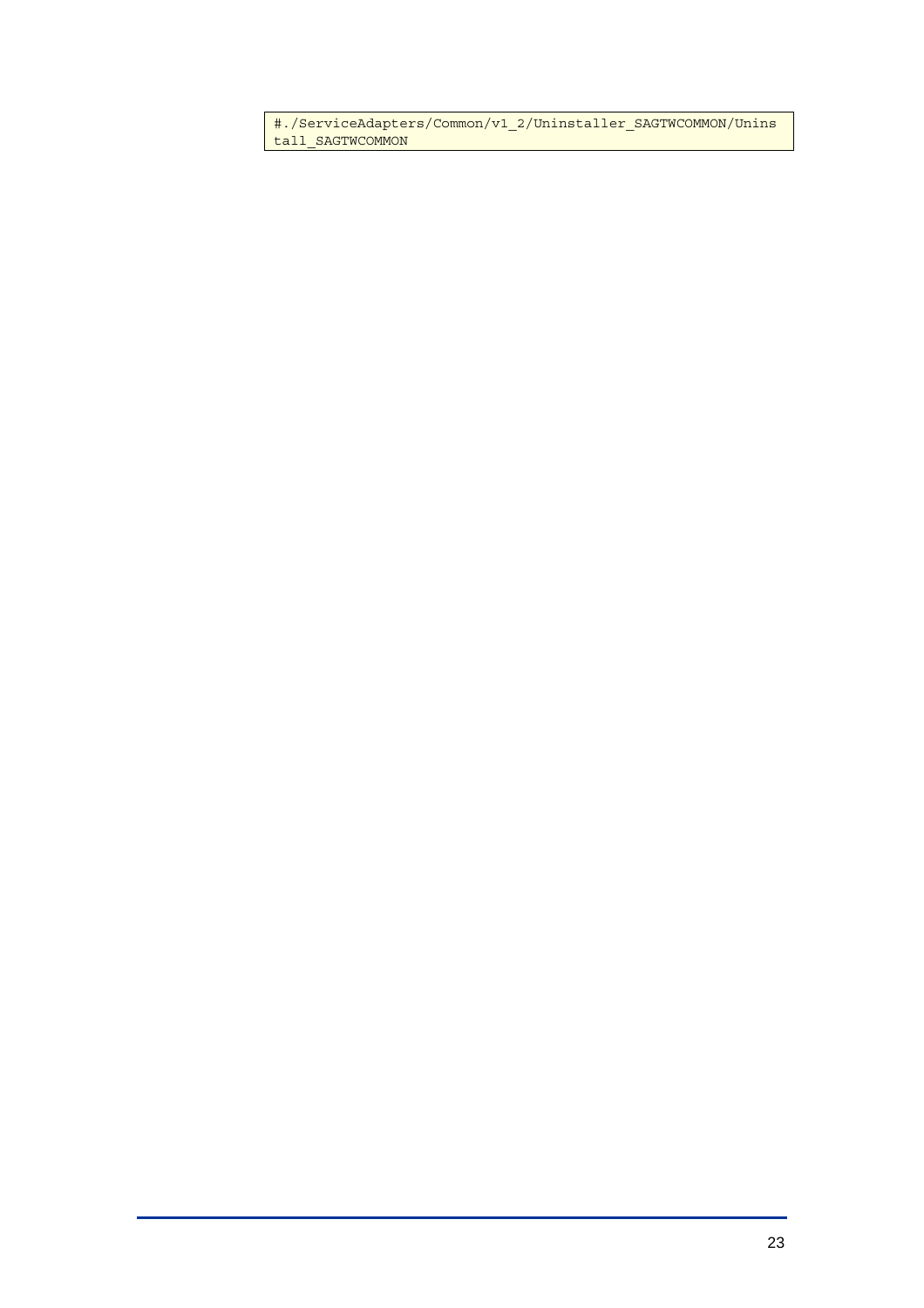```
#./ServiceAdapters/Common/v1_2/Uninstaller_SAGTWCOMMON/Unins
tall_SAGTWCOMMON
```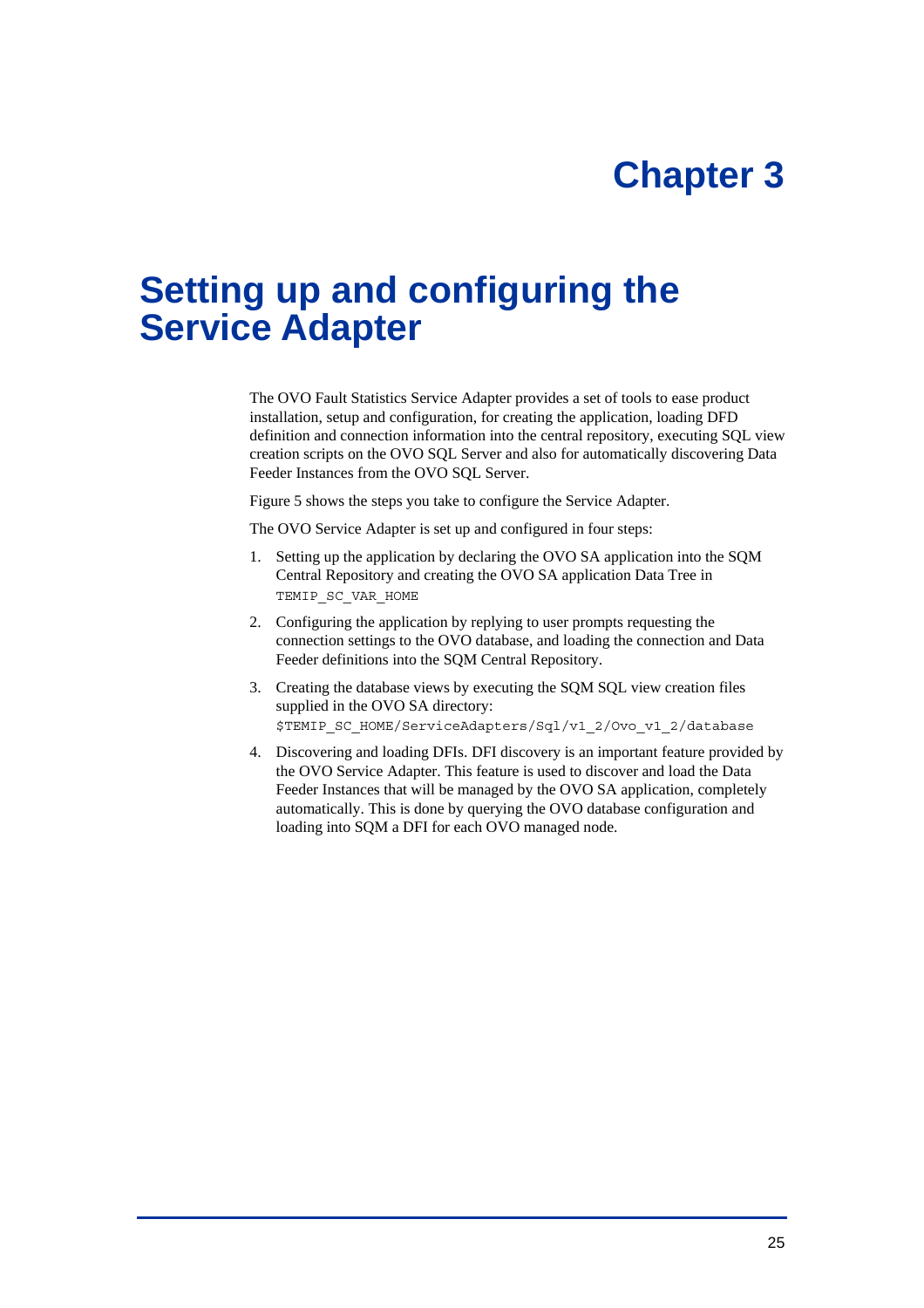# Chapter 3

# Setting up and configuring the Service Adapter

The OVO Fault Statistics Service Adapter provides a set of tools to ease product installation, setup and configuration, for creating the application, loading DFD definition and connection information into the central repository, executing SQL view creation scripts on the OVO SQL Server and also for automatically discovering Data Feeder Instances from the OVO SQL Server.

Figure 5 shows the steps you take to configure the Service Adapter.

The OVO Service Adapter is set up and configured in four steps:

1. Setting up the application by declaring the OVO SA application into the SQM Central Repository and creating the OVO SA application Data Tree in `TEMIP_SC_VAR_HOME`
2. Configuring the application by replying to user prompts requesting the connection settings to the OVO database, and loading the connection and Data Feeder definitions into the SQM Central Repository.
3. Creating the database views by executing the SQM SQL view creation files supplied in the OVO SA directory: `$TEMIP_SC_HOME/ServiceAdapters/Sql/v1_2/Ovo_v1_2/database`
4. Discovering and loading DFIs. DFI discovery is an important feature provided by the OVO Service Adapter. This feature is used to discover and load the Data Feeder Instances that will be managed by the OVO SA application, completely automatically. This is done by querying the OVO database configuration and loading into SQM a DFI for each OVO managed node.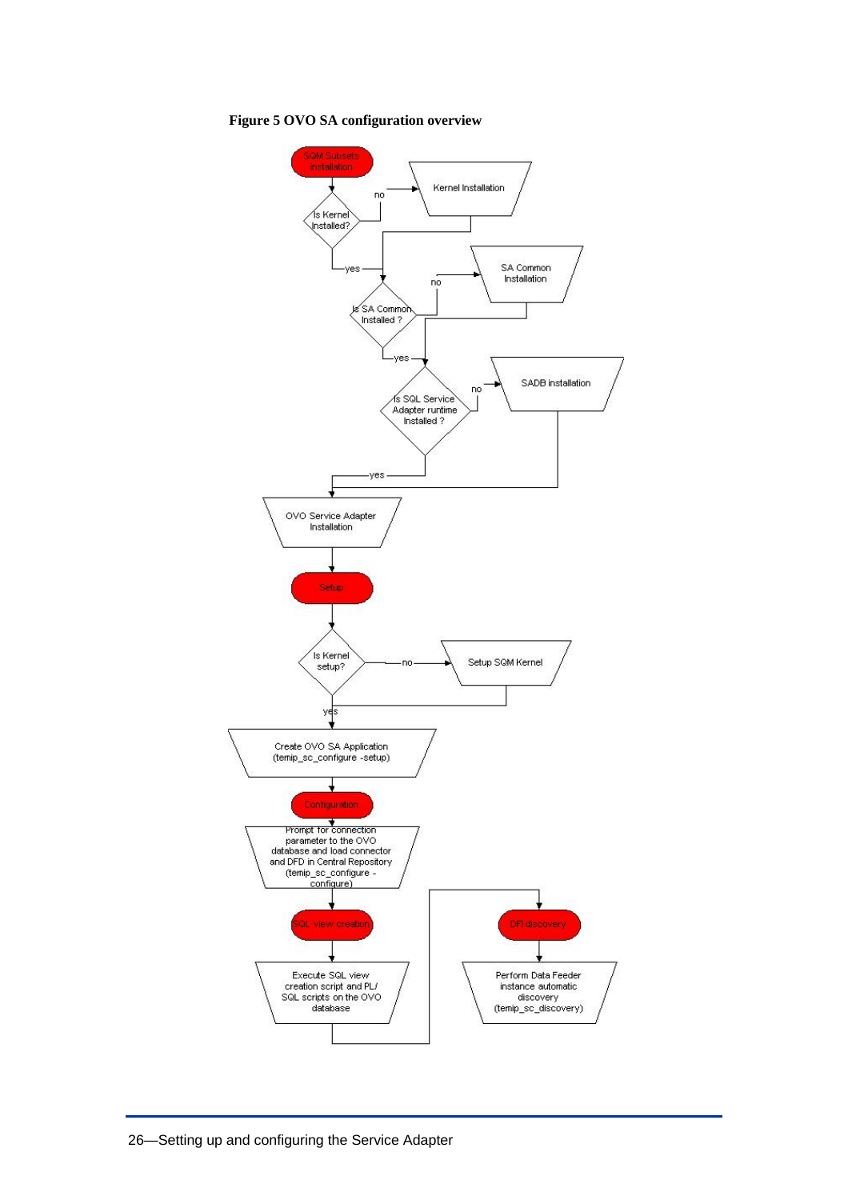**Figure 5 OVO SA configuration overview**

SQM Subsets installation

Is Kernel Installed?

Kernel Installation

Is SA Common Installed ?

SA Common Installation

Is SQL Service Adapter runtime Installed ?

SADB installation

OVO Service Adapter Installation

Setup

Is Kernel setup?

Setup SQM Kernel

Create OVO SA Application (temip_sc_configure -setup)

Configuration

Prompt for connection parameter to the OVO database and load connector and DFD in Central Repository (temip_sc_configure -configure)

SQL view creation

Execute SQL view creation script and PL/SQL scripts on the OVO database

DFI discovery

Perform Data Feeder instance automatic discovery (temip_sc_discovery)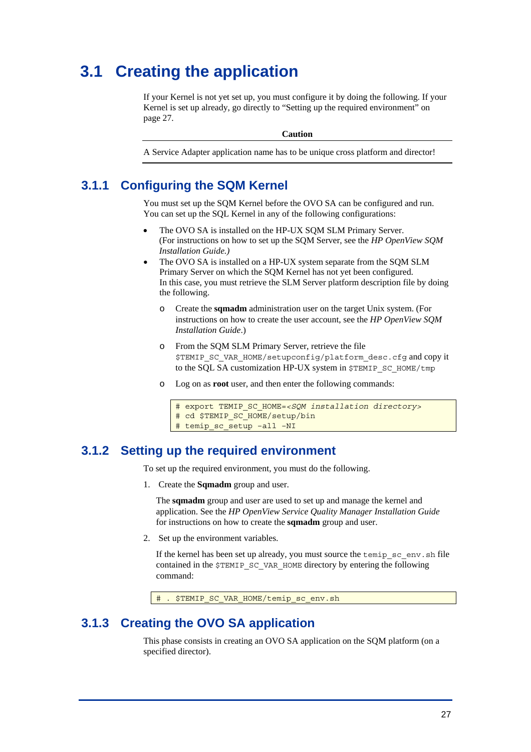## 3.1 Creating the application

If your Kernel is not yet set up, you must configure it by doing the following. If your Kernel is set up already, go directly to “Setting up the required environment” on page 27.

| Caution |
| --- |
| A Service Adapter application name has to be unique cross platform and director! |

### 3.1.1 Configuring the SQM Kernel

You must set up the SQM Kernel before the OVO SA can be configured and run. You can set up the SQL Kernel in any of the following configurations:

- The OVO SA is installed on the HP-UX SQM SLM Primary Server.
  (For instructions on how to set up the SQM Server, see the *HP OpenView SQM Installation Guide.)*
- The OVO SA is installed on a HP-UX system separate from the SQM SLM Primary Server on which the SQM Kernel has not yet been configured.
  In this case, you must retrieve the SLM Server platform description file by doing the following.
  - Create the **sqmadm** administration user on the target Unix system. (For instructions on how to create the user account, see the *HP OpenView SQM Installation Guide*.)
  - From the SQM SLM Primary Server, retrieve the file `$TEMIP_SC_VAR_HOME/setupconfig/platform_desc.cfg` and copy it to the SQL SA customization HP-UX system in `$TEMIP_SC_HOME/tmp`
  - Log on as **root** user, and then enter the following commands:

```
# export TEMIP_SC_HOME=<SQM installation directory>
# cd $TEMIP_SC_HOME/setup/bin
# temip_sc_setup -all -NI
```

### 3.1.2 Setting up the required environment

To set up the required environment, you must do the following.

1. Create the **Sqmadm** group and user.

   The **sqmadm** group and user are used to set up and manage the kernel and application. See the *HP OpenView Service Quality Manager Installation Guide* for instructions on how to create the **sqmadm** group and user.

2. Set up the environment variables.

   If the kernel has been set up already, you must source the `temip_sc_env.sh` file contained in the `$TEMIP_SC_VAR_HOME` directory by entering the following command:

```
# . $TEMIP_SC_VAR_HOME/temip_sc_env.sh
```

### 3.1.3 Creating the OVO SA application

This phase consists in creating an OVO SA application on the SQM platform (on a specified director).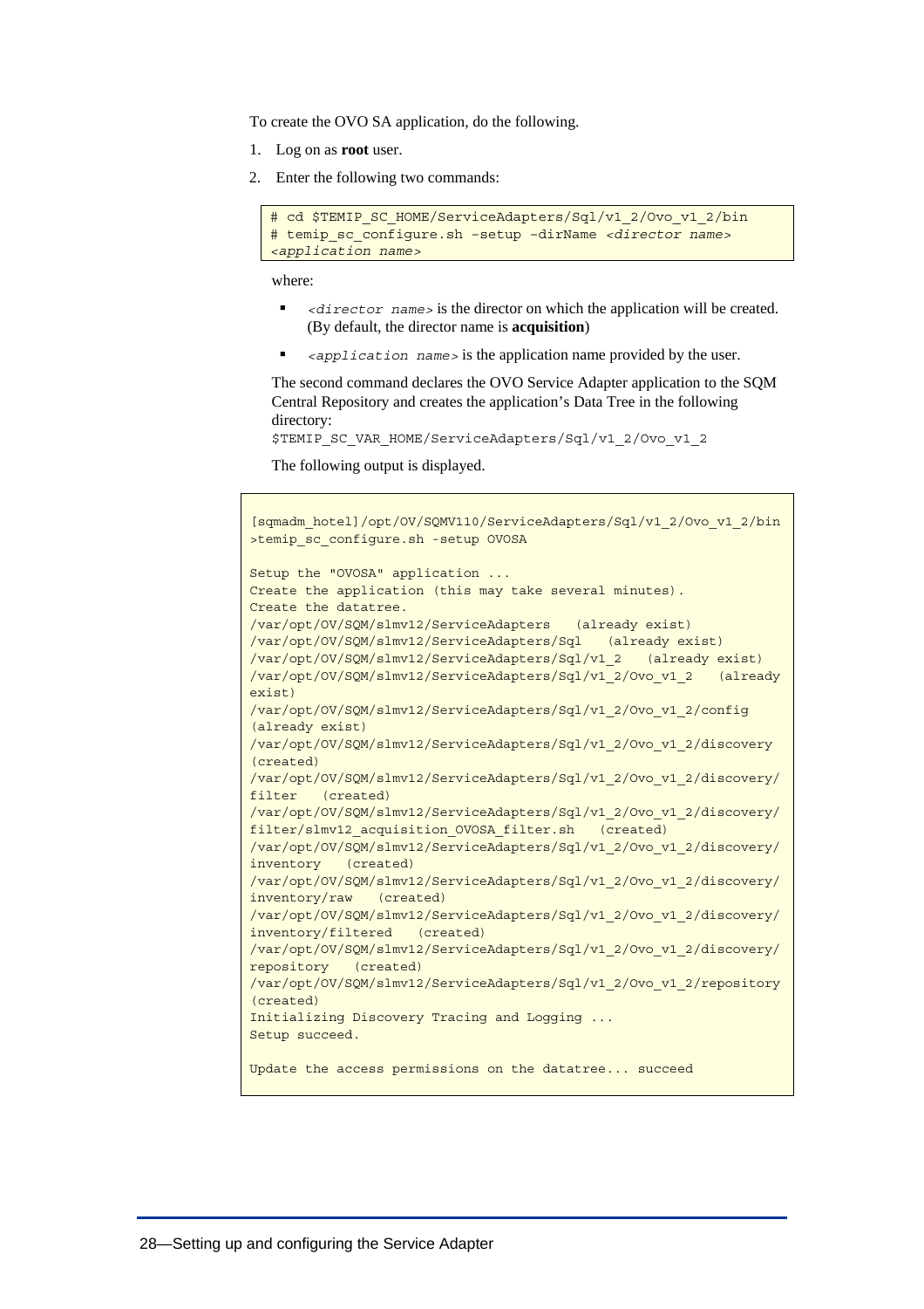To create the OVO SA application, do the following.

1. Log on as **root** user.
2. Enter the following two commands:

```
# cd $TEMIP_SC_HOME/ServiceAdapters/Sql/v1_2/Ovo_v1_2/bin
# temip_sc_configure.sh –setup -dirName <director name>
<application name>
```

where:

- *<director name>* is the director on which the application will be created. (By default, the director name is **acquisition**)
- *<application name>* is the application name provided by the user.

The second command declares the OVO Service Adapter application to the SQM Central Repository and creates the application's Data Tree in the following directory:
`$TEMIP_SC_VAR_HOME/ServiceAdapters/Sql/v1_2/Ovo_v1_2`

The following output is displayed.

```
[sqmadm_hotel]/opt/OV/SQMV110/ServiceAdapters/Sql/v1_2/Ovo_v1_2/bin
>temip_sc_configure.sh -setup OVOSA

Setup the "OVOSA" application ...
Create the application (this may take several minutes).
Create the datatree.
/var/opt/OV/SQM/slmv12/ServiceAdapters   (already exist)
/var/opt/OV/SQM/slmv12/ServiceAdapters/Sql   (already exist)
/var/opt/OV/SQM/slmv12/ServiceAdapters/Sql/v1_2   (already exist)
/var/opt/OV/SQM/slmv12/ServiceAdapters/Sql/v1_2/Ovo_v1_2   (already
exist)
/var/opt/OV/SQM/slmv12/ServiceAdapters/Sql/v1_2/Ovo_v1_2/config
(already exist)
/var/opt/OV/SQM/slmv12/ServiceAdapters/Sql/v1_2/Ovo_v1_2/discovery
(created)
/var/opt/OV/SQM/slmv12/ServiceAdapters/Sql/v1_2/Ovo_v1_2/discovery/
filter   (created)
/var/opt/OV/SQM/slmv12/ServiceAdapters/Sql/v1_2/Ovo_v1_2/discovery/
filter/slmv12_acquisition_OVOSA_filter.sh   (created)
/var/opt/OV/SQM/slmv12/ServiceAdapters/Sql/v1_2/Ovo_v1_2/discovery/
inventory   (created)
/var/opt/OV/SQM/slmv12/ServiceAdapters/Sql/v1_2/Ovo_v1_2/discovery/
inventory/raw   (created)
/var/opt/OV/SQM/slmv12/ServiceAdapters/Sql/v1_2/Ovo_v1_2/discovery/
inventory/filtered   (created)
/var/opt/OV/SQM/slmv12/ServiceAdapters/Sql/v1_2/Ovo_v1_2/discovery/
repository   (created)
/var/opt/OV/SQM/slmv12/ServiceAdapters/Sql/v1_2/Ovo_v1_2/repository
(created)
Initializing Discovery Tracing and Logging ...
Setup succeed.

Update the access permissions on the datatree... succeed
```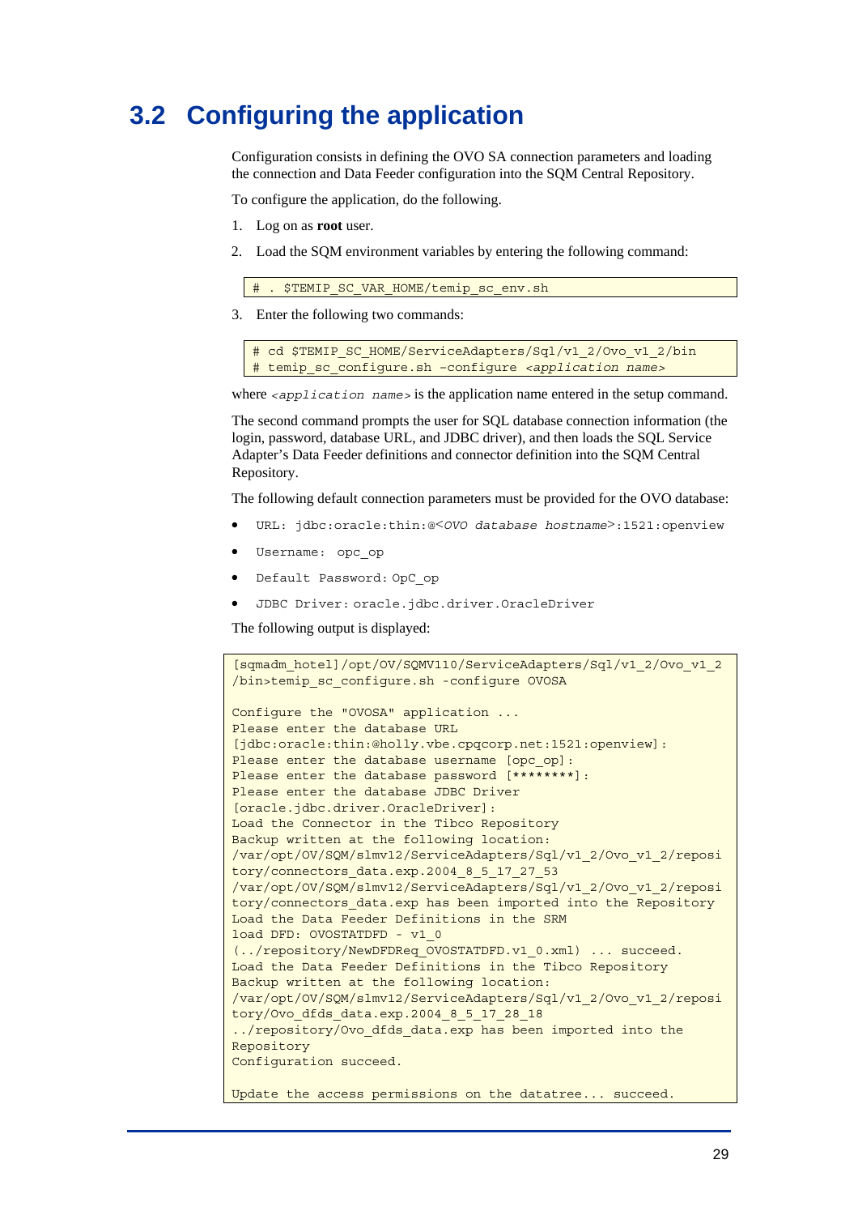## 3.2 Configuring the application

Configuration consists in defining the OVO SA connection parameters and loading the connection and Data Feeder configuration into the SQM Central Repository.

To configure the application, do the following.

1. Log on as **root** user.
2. Load the SQM environment variables by entering the following command:

```
# . $TEMIP_SC_VAR_HOME/temip_sc_env.sh
```

3. Enter the following two commands:

```
# cd $TEMIP_SC_HOME/ServiceAdapters/Sql/v1_2/Ovo_v1_2/bin
# temip_sc_configure.sh -configure <application name>
```

where `<application name>` is the application name entered in the setup command.

The second command prompts the user for SQL database connection information (the login, password, database URL, and JDBC driver), and then loads the SQL Service Adapter's Data Feeder definitions and connector definition into the SQM Central Repository.

The following default connection parameters must be provided for the OVO database:

- `URL: jdbc:oracle:thin:@<OVO database hostname>:1521:openview`
- `Username: opc_op`
- `Default Password: OpC_op`
- `JDBC Driver: oracle.jdbc.driver.OracleDriver`

The following output is displayed:

```
[sqmadm_hotel]/opt/OV/SQMV110/ServiceAdapters/Sql/v1_2/Ovo_v1_2
/bin>temip_sc_configure.sh -configure OVOSA

Configure the "OVOSA" application ...
Please enter the database URL
[jdbc:oracle:thin:@holly.vbe.cpqcorp.net:1521:openview]:
Please enter the database username [opc_op]:
Please enter the database password [********]:
Please enter the database JDBC Driver
[oracle.jdbc.driver.OracleDriver]:
Load the Connector in the Tibco Repository
Backup written at the following location:
/var/opt/OV/SQM/slmv12/ServiceAdapters/Sql/v1_2/Ovo_v1_2/reposi
tory/connectors_data.exp.2004_8_5_17_27_53
/var/opt/OV/SQM/slmv12/ServiceAdapters/Sql/v1_2/Ovo_v1_2/reposi
tory/connectors_data.exp has been imported into the Repository
Load the Data Feeder Definitions in the SRM
load DFD: OVOSTATDFD - v1_0
(../repository/NewDFDReq_OVOSTATDFD.v1_0.xml) ... succeed.
Load the Data Feeder Definitions in the Tibco Repository
Backup written at the following location:
/var/opt/OV/SQM/slmv12/ServiceAdapters/Sql/v1_2/Ovo_v1_2/reposi
tory/Ovo_dfds_data.exp.2004_8_5_17_28_18
../repository/Ovo_dfds_data.exp has been imported into the
Repository
Configuration succeed.

Update the access permissions on the datatree... succeed.
```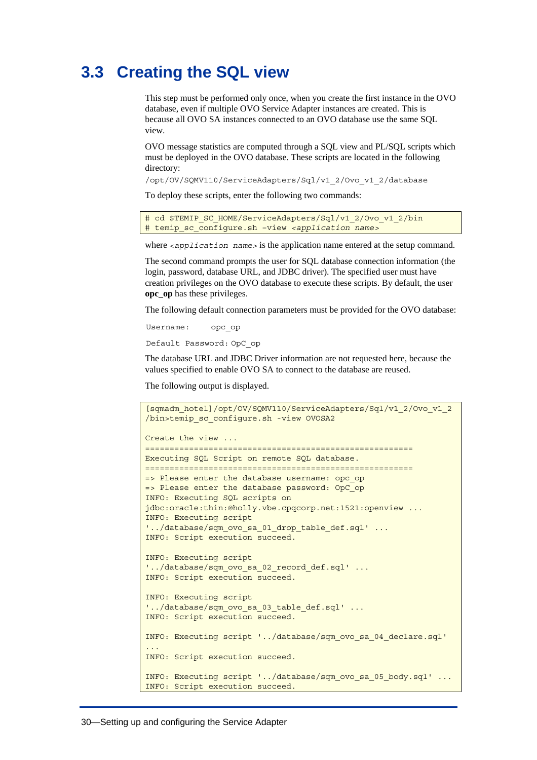## 3.3 Creating the SQL view

This step must be performed only once, when you create the first instance in the OVO database, even if multiple OVO Service Adapter instances are created. This is because all OVO SA instances connected to an OVO database use the same SQL view.

OVO message statistics are computed through a SQL view and PL/SQL scripts which must be deployed in the OVO database. These scripts are located in the following directory:

`/opt/OV/SQMV110/ServiceAdapters/Sql/v1_2/Ovo_v1_2/database`

To deploy these scripts, enter the following two commands:

```
# cd $TEMIP_SC_HOME/ServiceAdapters/Sql/v1_2/Ovo_v1_2/bin
# temip_sc_configure.sh -view <application name>
```

where *`<application name>`* is the application name entered at the setup command.

The second command prompts the user for SQL database connection information (the login, password, database URL, and JDBC driver). The specified user must have creation privileges on the OVO database to execute these scripts. By default, the user **opc_op** has these privileges.

The following default connection parameters must be provided for the OVO database:

```
Username:     opc_op

Default Password: OpC_op
```

The database URL and JDBC Driver information are not requested here, because the values specified to enable OVO SA to connect to the database are reused.

The following output is displayed.

```
[sqmadm_hotel]/opt/OV/SQMV110/ServiceAdapters/Sql/v1_2/Ovo_v1_2
/bin>temip_sc_configure.sh -view OVOSA2

Create the view ...
=======================================================
Executing SQL Script on remote SQL database.
=======================================================
=> Please enter the database username: opc_op
=> Please enter the database password: OpC_op
INFO: Executing SQL scripts on
jdbc:oracle:thin:@holly.vbe.cpqcorp.net:1521:openview ...
INFO: Executing script
'../database/sqm_ovo_sa_01_drop_table_def.sql' ...
INFO: Script execution succeed.

INFO: Executing script
'../database/sqm_ovo_sa_02_record_def.sql' ...
INFO: Script execution succeed.

INFO: Executing script
'../database/sqm_ovo_sa_03_table_def.sql' ...
INFO: Script execution succeed.

INFO: Executing script '../database/sqm_ovo_sa_04_declare.sql'
...
INFO: Script execution succeed.

INFO: Executing script '../database/sqm_ovo_sa_05_body.sql' ...
INFO: Script execution succeed.
```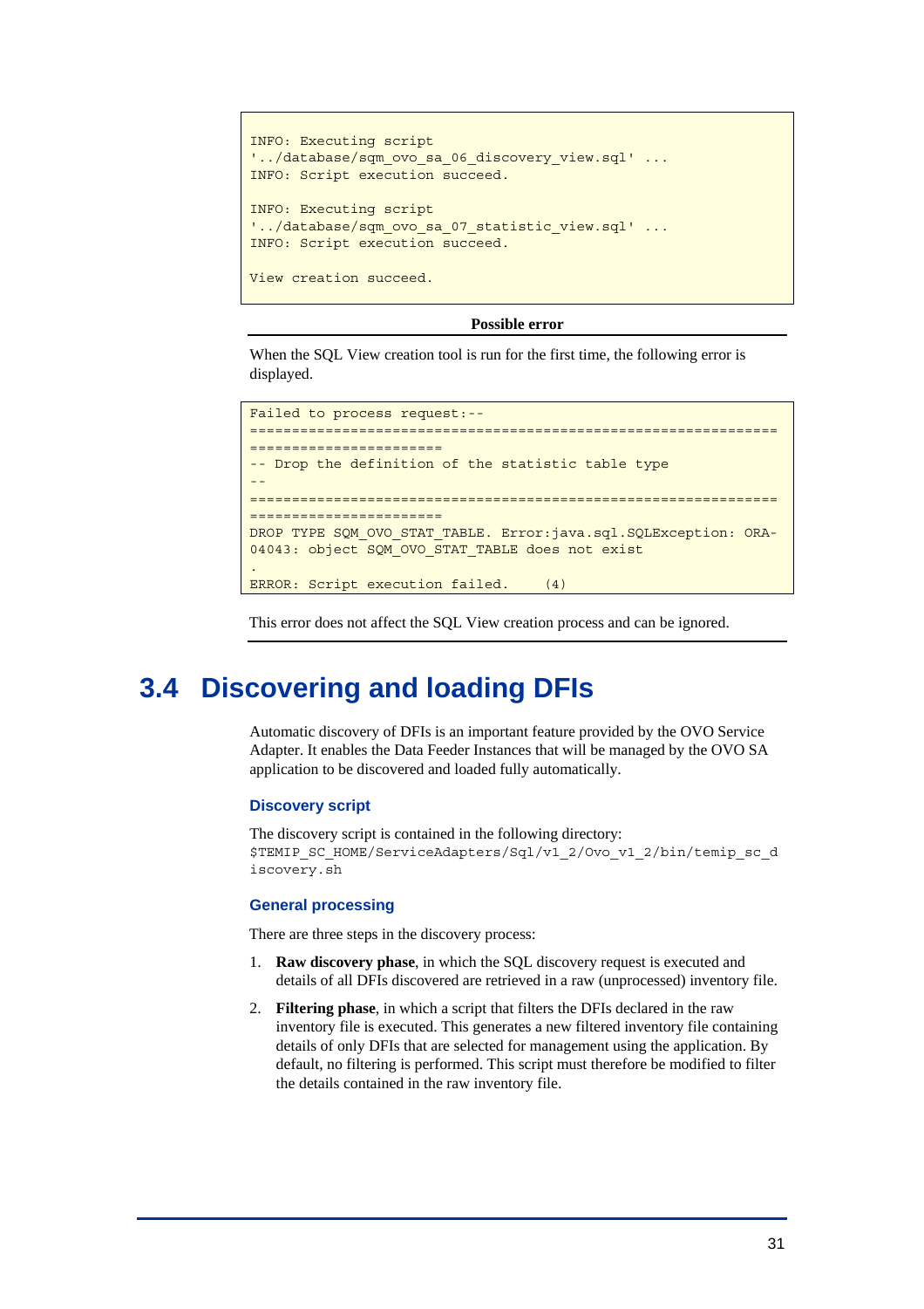```
INFO: Executing script
'../database/sqm_ovo_sa_06_discovery_view.sql' ...
INFO: Script execution succeed.

INFO: Executing script
'../database/sqm_ovo_sa_07_statistic_view.sql' ...
INFO: Script execution succeed.

View creation succeed.
```

**Possible error**

When the SQL View creation tool is run for the first time, the following error is displayed.

```
Failed to process request:--
==============================================================
=======================
-- Drop the definition of the statistic table type
--
==============================================================
=======================
DROP TYPE SQM_OVO_STAT_TABLE. Error:java.sql.SQLException: ORA-
04043: object SQM_OVO_STAT_TABLE does not exist
.
ERROR: Script execution failed.    (4)
```

This error does not affect the SQL View creation process and can be ignored.

## 3.4 Discovering and loading DFIs

Automatic discovery of DFIs is an important feature provided by the OVO Service Adapter. It enables the Data Feeder Instances that will be managed by the OVO SA application to be discovered and loaded fully automatically.

### Discovery script

The discovery script is contained in the following directory:
`$TEMIP_SC_HOME/ServiceAdapters/Sql/v1_2/Ovo_v1_2/bin/temip_sc_discovery.sh`

### General processing

There are three steps in the discovery process:

1. **Raw discovery phase**, in which the SQL discovery request is executed and details of all DFIs discovered are retrieved in a raw (unprocessed) inventory file.
2. **Filtering phase**, in which a script that filters the DFIs declared in the raw inventory file is executed. This generates a new filtered inventory file containing details of only DFIs that are selected for management using the application. By default, no filtering is performed. This script must therefore be modified to filter the details contained in the raw inventory file.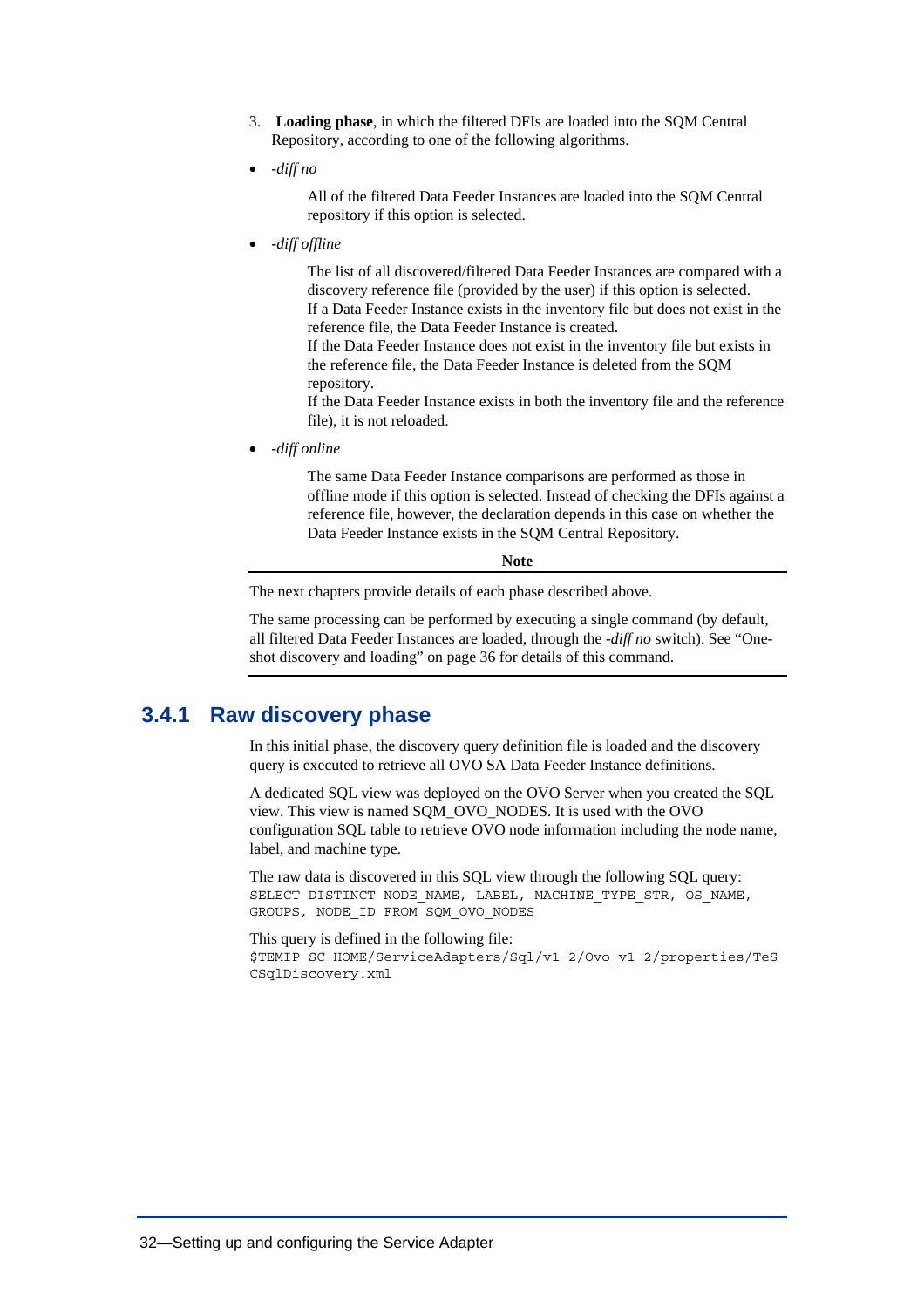3. **Loading phase**, in which the filtered DFIs are loaded into the SQM Central Repository, according to one of the following algorithms.

- *-diff no*

  All of the filtered Data Feeder Instances are loaded into the SQM Central repository if this option is selected.

- *-diff offline*

  The list of all discovered/filtered Data Feeder Instances are compared with a discovery reference file (provided by the user) if this option is selected.
  If a Data Feeder Instance exists in the inventory file but does not exist in the reference file, the Data Feeder Instance is created.
  If the Data Feeder Instance does not exist in the inventory file but exists in the reference file, the Data Feeder Instance is deleted from the SQM repository.
  If the Data Feeder Instance exists in both the inventory file and the reference file), it is not reloaded.

- *-diff online*

  The same Data Feeder Instance comparisons are performed as those in offline mode if this option is selected. Instead of checking the DFIs against a reference file, however, the declaration depends in this case on whether the Data Feeder Instance exists in the SQM Central Repository.

---

**Note**

The next chapters provide details of each phase described above.

The same processing can be performed by executing a single command (by default, all filtered Data Feeder Instances are loaded, through the *-diff no* switch). See “One-shot discovery and loading” on page 36 for details of this command.

---

### 3.4.1 Raw discovery phase

In this initial phase, the discovery query definition file is loaded and the discovery query is executed to retrieve all OVO SA Data Feeder Instance definitions.

A dedicated SQL view was deployed on the OVO Server when you created the SQL view. This view is named SQM_OVO_NODES. It is used with the OVO configuration SQL table to retrieve OVO node information including the node name, label, and machine type.

The raw data is discovered in this SQL view through the following SQL query:

```
SELECT DISTINCT NODE_NAME, LABEL, MACHINE_TYPE_STR, OS_NAME,
GROUPS, NODE_ID FROM SQM_OVO_NODES
```

This query is defined in the following file:

```
$TEMIP_SC_HOME/ServiceAdapters/Sql/v1_2/Ovo_v1_2/properties/TeS
CSqlDiscovery.xml
```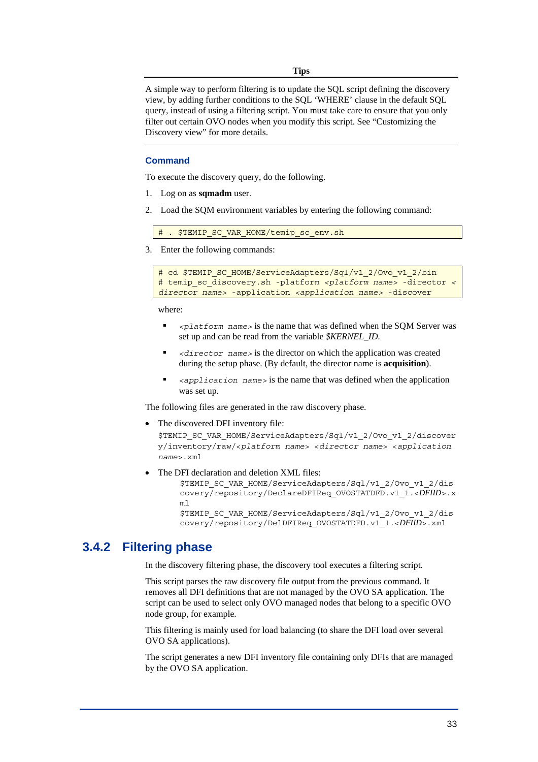**Tips**

A simple way to perform filtering is to update the SQL script defining the discovery view, by adding further conditions to the SQL 'WHERE' clause in the default SQL query, instead of using a filtering script. You must take care to ensure that you only filter out certain OVO nodes when you modify this script. See "Customizing the Discovery view" for more details.

### Command

To execute the discovery query, do the following.

1. Log on as **sqmadm** user.
2. Load the SQM environment variables by entering the following command:

```
# . $TEMIP_SC_VAR_HOME/temip_sc_env.sh
```

3. Enter the following commands:

```
# cd $TEMIP_SC_HOME/ServiceAdapters/Sql/v1_2/Ovo_v1_2/bin
# temip_sc_discovery.sh -platform <platform name> -director <
director name> -application <application name> -discover
```

where:

- `<platform name>` is the name that was defined when the SQM Server was set up and can be read from the variable *$KERNEL_ID.*
- `<director name>` is the director on which the application was created during the setup phase. (By default, the director name is **acquisition**).
- `<application name>` is the name that was defined when the application was set up.

The following files are generated in the raw discovery phase.

- The discovered DFI inventory file:
  `$TEMIP_SC_VAR_HOME/ServiceAdapters/Sql/v1_2/Ovo_v1_2/discovery/inventory/raw/<platform name> <director name> <application name>.xml`
- The DFI declaration and deletion XML files:
  `$TEMIP_SC_VAR_HOME/ServiceAdapters/Sql/v1_2/Ovo_v1_2/discovery/repository/DeclareDFIReq_OVOSTATDFD.v1_1.<DFIID>.xml`
  `$TEMIP_SC_VAR_HOME/ServiceAdapters/Sql/v1_2/Ovo_v1_2/discovery/repository/DelDFIReq_OVOSTATDFD.v1_1.<DFIID>.xml`

## 3.4.2 Filtering phase

In the discovery filtering phase, the discovery tool executes a filtering script.

This script parses the raw discovery file output from the previous command. It removes all DFI definitions that are not managed by the OVO SA application. The script can be used to select only OVO managed nodes that belong to a specific OVO node group, for example.

This filtering is mainly used for load balancing (to share the DFI load over several OVO SA applications).

The script generates a new DFI inventory file containing only DFIs that are managed by the OVO SA application.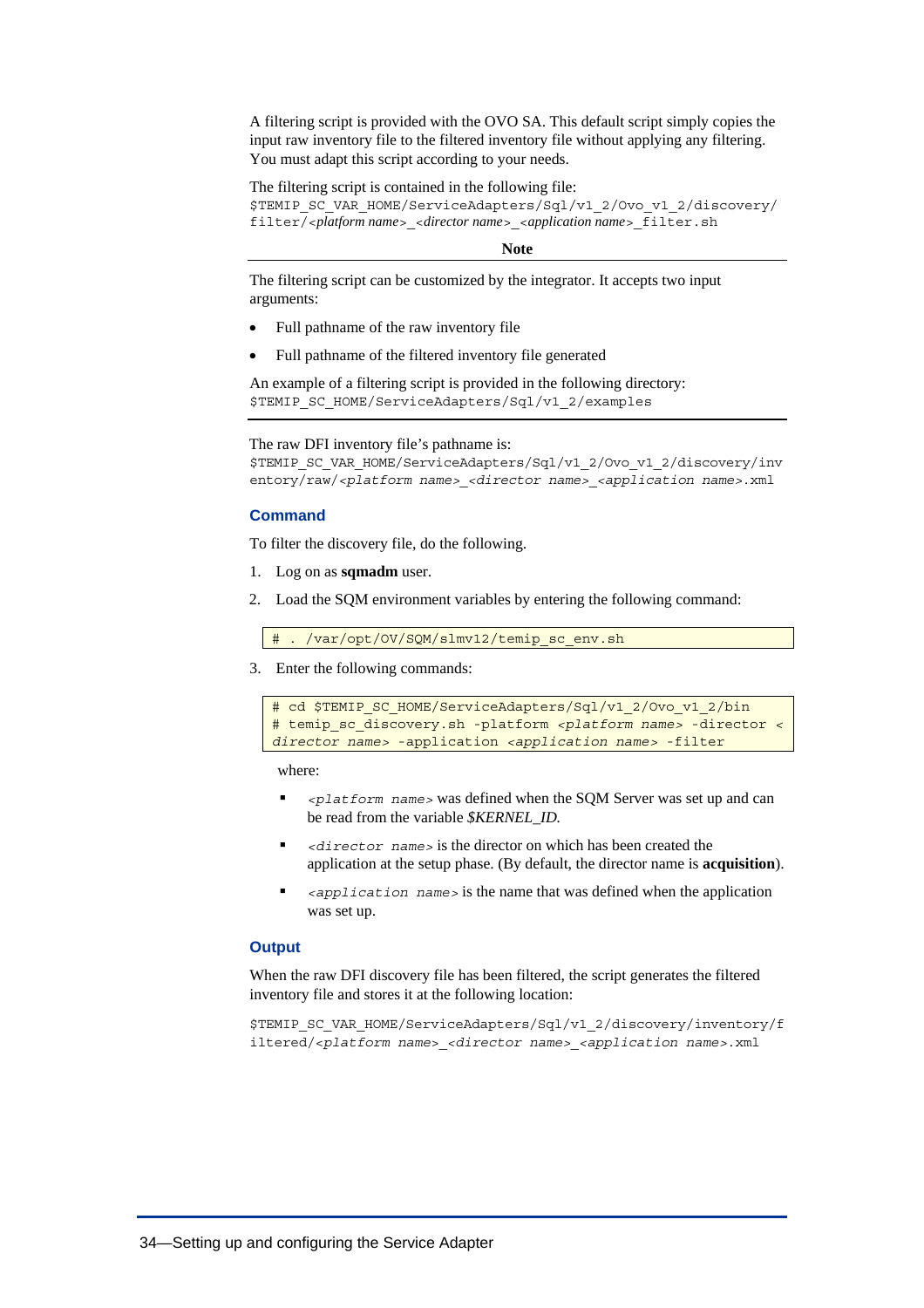A filtering script is provided with the OVO SA. This default script simply copies the input raw inventory file to the filtered inventory file without applying any filtering. You must adapt this script according to your needs.

The filtering script is contained in the following file:
`$TEMIP_SC_VAR_HOME/ServiceAdapters/Sql/v1_2/Ovo_v1_2/discovery/filter/<platform name>_<director name>_<application name>_filter.sh`

**Note**

The filtering script can be customized by the integrator. It accepts two input arguments:

- Full pathname of the raw inventory file
- Full pathname of the filtered inventory file generated

An example of a filtering script is provided in the following directory:
`$TEMIP_SC_HOME/ServiceAdapters/Sql/v1_2/examples`

---

The raw DFI inventory file's pathname is:
`$TEMIP_SC_VAR_HOME/ServiceAdapters/Sql/v1_2/Ovo_v1_2/discovery/inventory/raw/<platform name>_<director name>_<application name>.xml`

### Command

To filter the discovery file, do the following.

1. Log on as **sqmadm** user.
2. Load the SQM environment variables by entering the following command:

```
# . /var/opt/OV/SQM/slmv12/temip_sc_env.sh
```

3. Enter the following commands:

```
# cd $TEMIP_SC_HOME/ServiceAdapters/Sql/v1_2/Ovo_v1_2/bin
# temip_sc_discovery.sh -platform <platform name> -director <director name> -application <application name> -filter
```

where:

- `<platform name>` was defined when the SQM Server was set up and can be read from the variable *$KERNEL_ID.*
- `<director name>` is the director on which has been created the application at the setup phase. (By default, the director name is **acquisition**).
- `<application name>` is the name that was defined when the application was set up.

### Output

When the raw DFI discovery file has been filtered, the script generates the filtered inventory file and stores it at the following location:

`$TEMIP_SC_VAR_HOME/ServiceAdapters/Sql/v1_2/discovery/inventory/filtered/<platform name>_<director name>_<application name>.xml`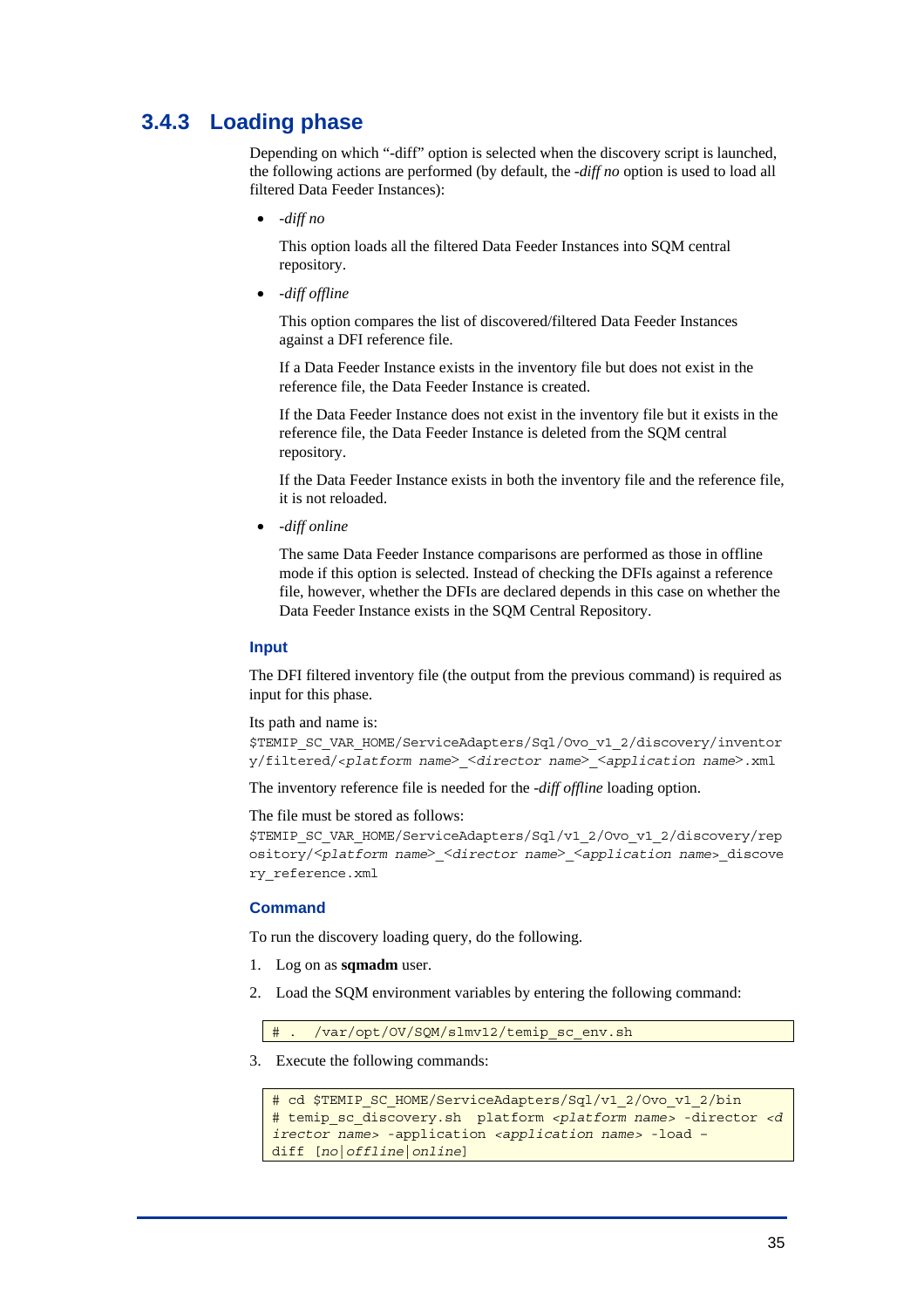### 3.4.3 Loading phase

Depending on which "-diff" option is selected when the discovery script is launched, the following actions are performed (by default, the *-diff no* option is used to load all filtered Data Feeder Instances):

- *-diff no*

  This option loads all the filtered Data Feeder Instances into SQM central repository.

- *-diff offline*

  This option compares the list of discovered/filtered Data Feeder Instances against a DFI reference file.

  If a Data Feeder Instance exists in the inventory file but does not exist in the reference file, the Data Feeder Instance is created.

  If the Data Feeder Instance does not exist in the inventory file but it exists in the reference file, the Data Feeder Instance is deleted from the SQM central repository.

  If the Data Feeder Instance exists in both the inventory file and the reference file, it is not reloaded.

- *-diff online*

  The same Data Feeder Instance comparisons are performed as those in offline mode if this option is selected. Instead of checking the DFIs against a reference file, however, whether the DFIs are declared depends in this case on whether the Data Feeder Instance exists in the SQM Central Repository.

#### Input

The DFI filtered inventory file (the output from the previous command) is required as input for this phase.

Its path and name is:

`$TEMIP_SC_VAR_HOME/ServiceAdapters/Sql/Ovo_v1_2/discovery/inventory/filtered/<platform name>_<director name>_<application name>.xml`

The inventory reference file is needed for the *-diff offline* loading option.

The file must be stored as follows:

`$TEMIP_SC_VAR_HOME/ServiceAdapters/Sql/v1_2/Ovo_v1_2/discovery/repository/<platform name>_<director name>_<application name>_discovery_reference.xml`

#### Command

To run the discovery loading query, do the following.

1. Log on as **sqmadm** user.
2. Load the SQM environment variables by entering the following command:

```
# .  /var/opt/OV/SQM/slmv12/temip_sc_env.sh
```

3. Execute the following commands:

```
# cd $TEMIP_SC_HOME/ServiceAdapters/Sql/v1_2/Ovo_v1_2/bin
# temip_sc_discovery.sh  platform <platform name> -director <director name> -application <application name> -load -diff [no|offline|online]
```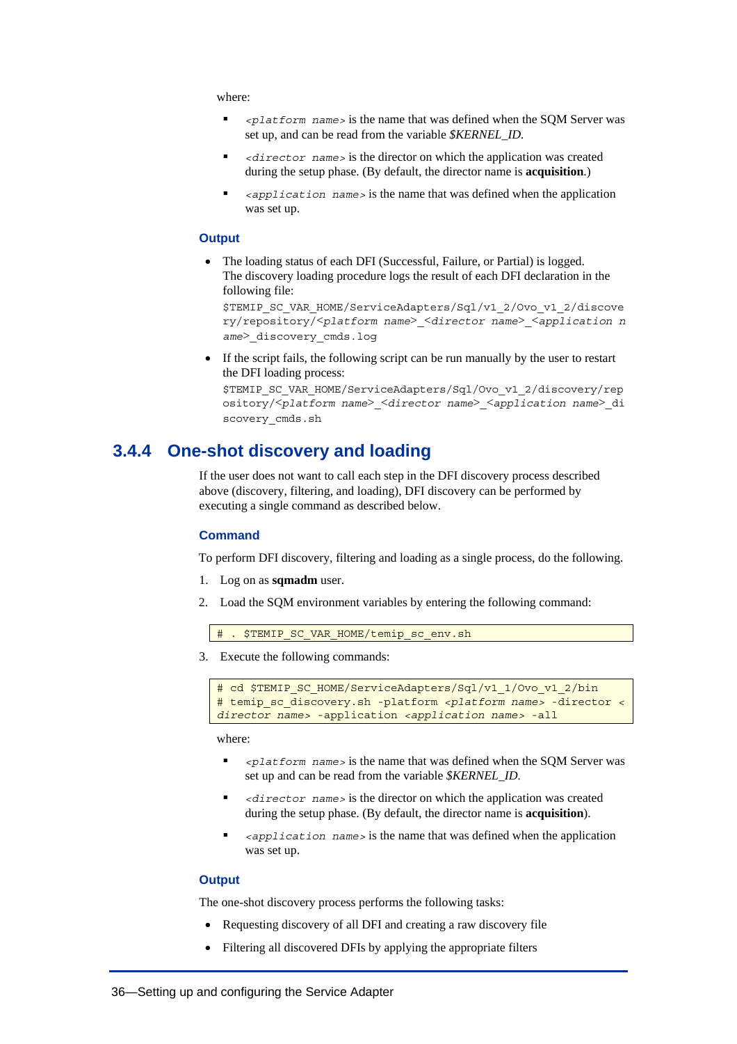where:

- *<platform name>* is the name that was defined when the SQM Server was set up, and can be read from the variable *$KERNEL_ID*.
- *<director name>* is the director on which the application was created during the setup phase. (By default, the director name is **acquisition**.)
- *<application name>* is the name that was defined when the application was set up.

### Output

- The loading status of each DFI (Successful, Failure, or Partial) is logged. The discovery loading procedure logs the result of each DFI declaration in the following file:
  `$TEMIP_SC_VAR_HOME/ServiceAdapters/Sql/v1_2/Ovo_v1_2/discovery/repository/<platform name>_<director name>_<application name>_discovery_cmds.log`
- If the script fails, the following script can be run manually by the user to restart the DFI loading process:
  `$TEMIP_SC_VAR_HOME/ServiceAdapters/Sql/v1_2/Ovo_v1_2/discovery/repository/<platform name>_<director name>_<application name>_discovery_cmds.sh`

## 3.4.4 One-shot discovery and loading

If the user does not want to call each step in the DFI discovery process described above (discovery, filtering, and loading), DFI discovery can be performed by executing a single command as described below.

### Command

To perform DFI discovery, filtering and loading as a single process, do the following.

1. Log on as **sqmadm** user.
2. Load the SQM environment variables by entering the following command:

```
# . $TEMIP_SC_VAR_HOME/temip_sc_env.sh
```

3. Execute the following commands:

```
# cd $TEMIP_SC_HOME/ServiceAdapters/Sql/v1_1/Ovo_v1_2/bin
# temip_sc_discovery.sh -platform <platform name> -director <
director name> -application <application name> -all
```

where:

- *<platform name>* is the name that was defined when the SQM Server was set up and can be read from the variable *$KERNEL_ID.*
- *<director name>* is the director on which the application was created during the setup phase. (By default, the director name is **acquisition**).
- *<application name>* is the name that was defined when the application was set up.

### Output

The one-shot discovery process performs the following tasks:

- Requesting discovery of all DFI and creating a raw discovery file
- Filtering all discovered DFIs by applying the appropriate filters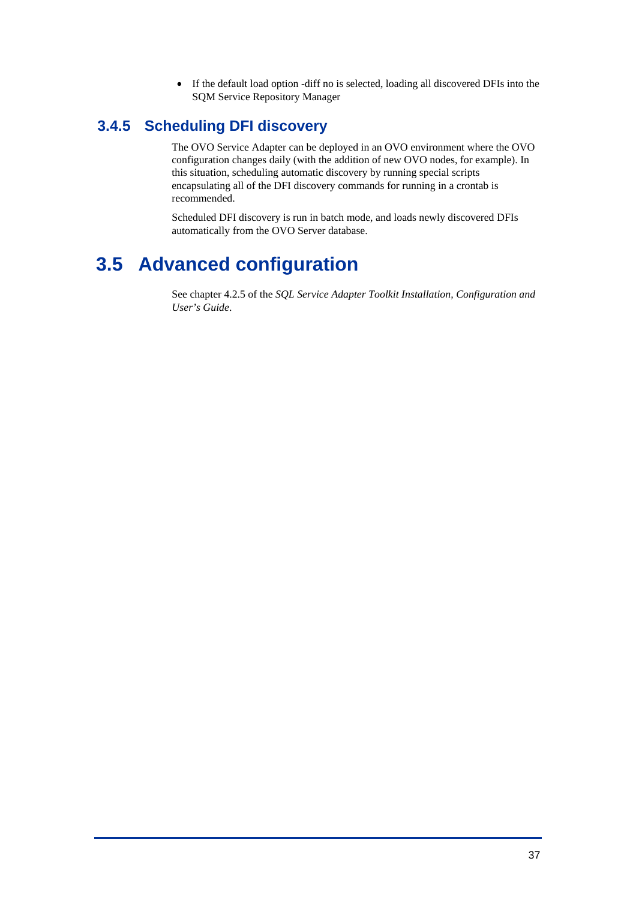- If the default load option -diff no is selected, loading all discovered DFIs into the SQM Service Repository Manager

### 3.4.5 Scheduling DFI discovery

The OVO Service Adapter can be deployed in an OVO environment where the OVO configuration changes daily (with the addition of new OVO nodes, for example). In this situation, scheduling automatic discovery by running special scripts encapsulating all of the DFI discovery commands for running in a crontab is recommended.

Scheduled DFI discovery is run in batch mode, and loads newly discovered DFIs automatically from the OVO Server database.

## 3.5 Advanced configuration

See chapter 4.2.5 of the *SQL Service Adapter Toolkit Installation, Configuration and User's Guide*.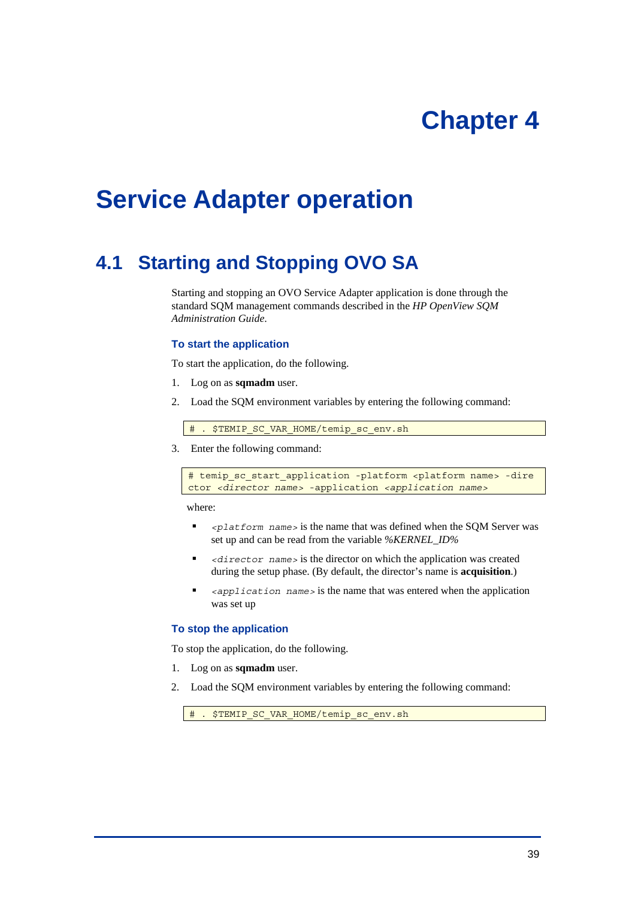# Chapter 4

# Service Adapter operation

## 4.1 Starting and Stopping OVO SA

Starting and stopping an OVO Service Adapter application is done through the standard SQM management commands described in the *HP OpenView SQM Administration Guide*.

### To start the application

To start the application, do the following.

1. Log on as **sqmadm** user.
2. Load the SQM environment variables by entering the following command:

```
# . $TEMIP_SC_VAR_HOME/temip_sc_env.sh
```

3. Enter the following command:

```
# temip_sc_start_application -platform <platform name> -dire
ctor <director name> -application <application name>
```

where:

- `<platform name>` is the name that was defined when the SQM Server was set up and can be read from the variable *%KERNEL_ID%*
- `<director name>` is the director on which the application was created during the setup phase. (By default, the director's name is **acquisition**.)
- `<application name>` is the name that was entered when the application was set up

### To stop the application

To stop the application, do the following.

1. Log on as **sqmadm** user.
2. Load the SQM environment variables by entering the following command:

```
# . $TEMIP_SC_VAR_HOME/temip_sc_env.sh
```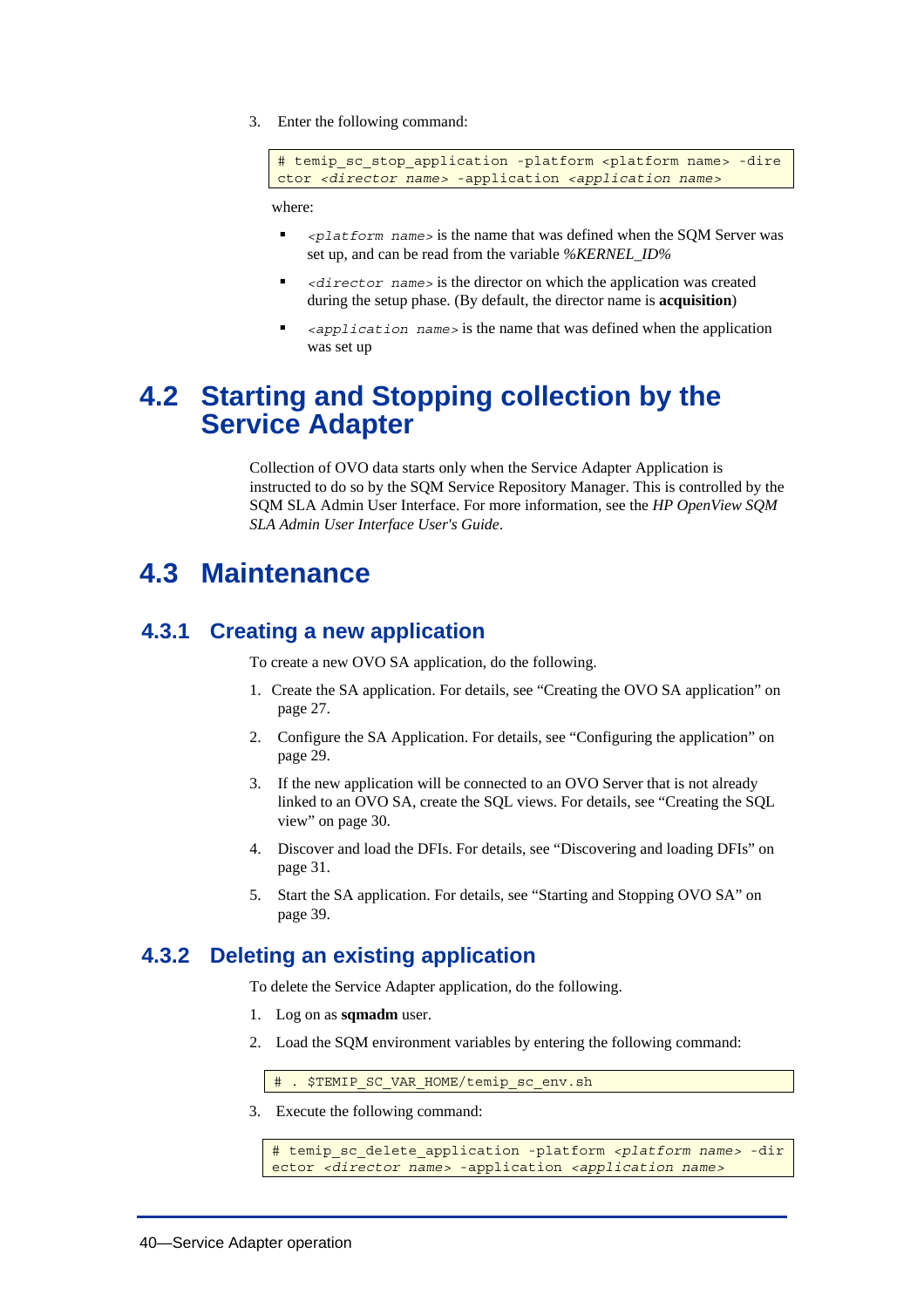3. Enter the following command:

```
# temip_sc_stop_application -platform <platform name> -director <director name> -application <application name>
```

where:

- *<platform name>* is the name that was defined when the SQM Server was set up, and can be read from the variable *%KERNEL_ID%*
- *<director name>* is the director on which the application was created during the setup phase. (By default, the director name is **acquisition**)
- *<application name>* is the name that was defined when the application was set up

## 4.2 Starting and Stopping collection by the Service Adapter

Collection of OVO data starts only when the Service Adapter Application is instructed to do so by the SQM Service Repository Manager. This is controlled by the SQM SLA Admin User Interface. For more information, see the *HP OpenView SQM SLA Admin User Interface User's Guide*.

## 4.3 Maintenance

### 4.3.1 Creating a new application

To create a new OVO SA application, do the following.

1. Create the SA application. For details, see “Creating the OVO SA application” on page 27.
2. Configure the SA Application. For details, see “Configuring the application” on page 29.
3. If the new application will be connected to an OVO Server that is not already linked to an OVO SA, create the SQL views. For details, see “Creating the SQL view” on page 30.
4. Discover and load the DFIs. For details, see “Discovering and loading DFIs” on page 31.
5. Start the SA application. For details, see “Starting and Stopping OVO SA” on page 39.

### 4.3.2 Deleting an existing application

To delete the Service Adapter application, do the following.

1. Log on as **sqmadm** user.
2. Load the SQM environment variables by entering the following command:

```
# . $TEMIP_SC_VAR_HOME/temip_sc_env.sh
```

3. Execute the following command:

```
# temip_sc_delete_application -platform <platform name> -director <director name> -application <application name>
```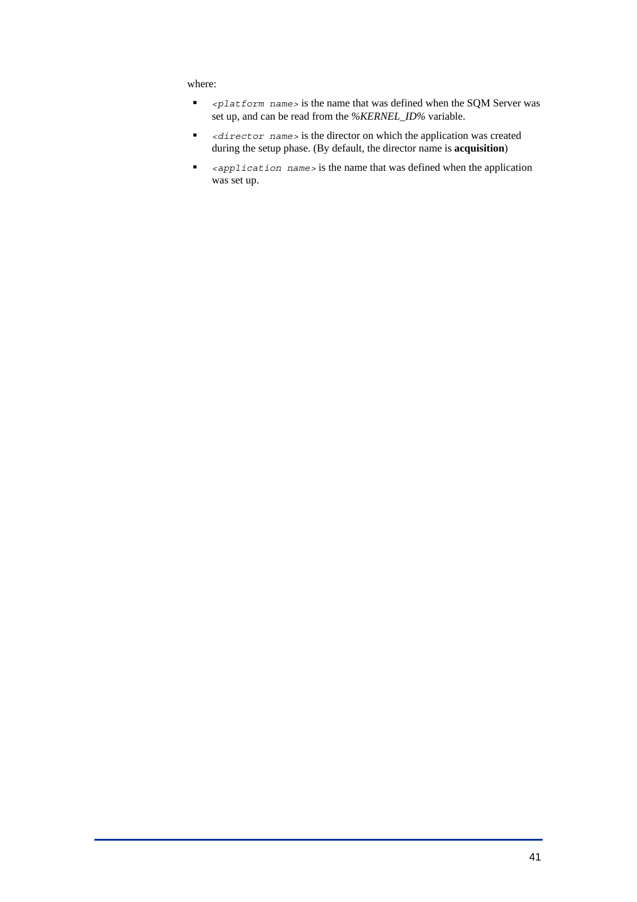where:

- `<platform name>` is the name that was defined when the SQM Server was set up, and can be read from the *%KERNEL_ID%* variable.
- `<director name>` is the director on which the application was created during the setup phase. (By default, the director name is **acquisition**)
- `<application name>` is the name that was defined when the application was set up.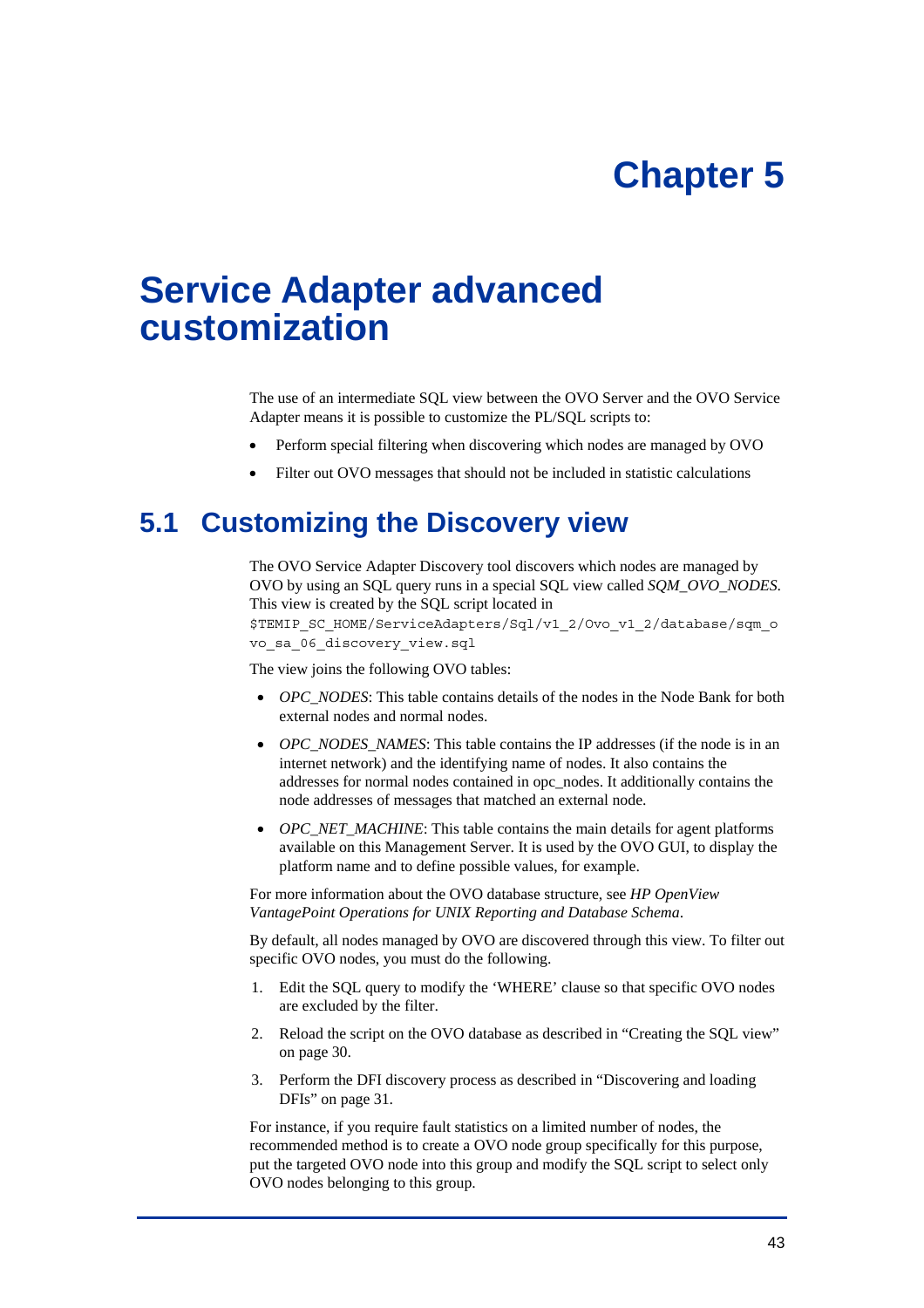# Chapter 5

# Service Adapter advanced customization

The use of an intermediate SQL view between the OVO Server and the OVO Service Adapter means it is possible to customize the PL/SQL scripts to:

- Perform special filtering when discovering which nodes are managed by OVO
- Filter out OVO messages that should not be included in statistic calculations

## 5.1 Customizing the Discovery view

The OVO Service Adapter Discovery tool discovers which nodes are managed by OVO by using an SQL query runs in a special SQL view called *SQM_OVO_NODES*. This view is created by the SQL script located in `$TEMIP_SC_HOME/ServiceAdapters/Sql/v1_2/Ovo_v1_2/database/sqm_ovo_sa_06_discovery_view.sql`

The view joins the following OVO tables:

- *OPC_NODES*: This table contains details of the nodes in the Node Bank for both external nodes and normal nodes.
- *OPC_NODES_NAMES*: This table contains the IP addresses (if the node is in an internet network) and the identifying name of nodes. It also contains the addresses for normal nodes contained in opc_nodes. It additionally contains the node addresses of messages that matched an external node.
- *OPC_NET_MACHINE*: This table contains the main details for agent platforms available on this Management Server. It is used by the OVO GUI, to display the platform name and to define possible values, for example.

For more information about the OVO database structure, see *HP OpenView VantagePoint Operations for UNIX Reporting and Database Schema*.

By default, all nodes managed by OVO are discovered through this view. To filter out specific OVO nodes, you must do the following.

1. Edit the SQL query to modify the 'WHERE' clause so that specific OVO nodes are excluded by the filter.
2. Reload the script on the OVO database as described in "Creating the SQL view" on page 30.
3. Perform the DFI discovery process as described in "Discovering and loading DFIs" on page 31.

For instance, if you require fault statistics on a limited number of nodes, the recommended method is to create a OVO node group specifically for this purpose, put the targeted OVO node into this group and modify the SQL script to select only OVO nodes belonging to this group.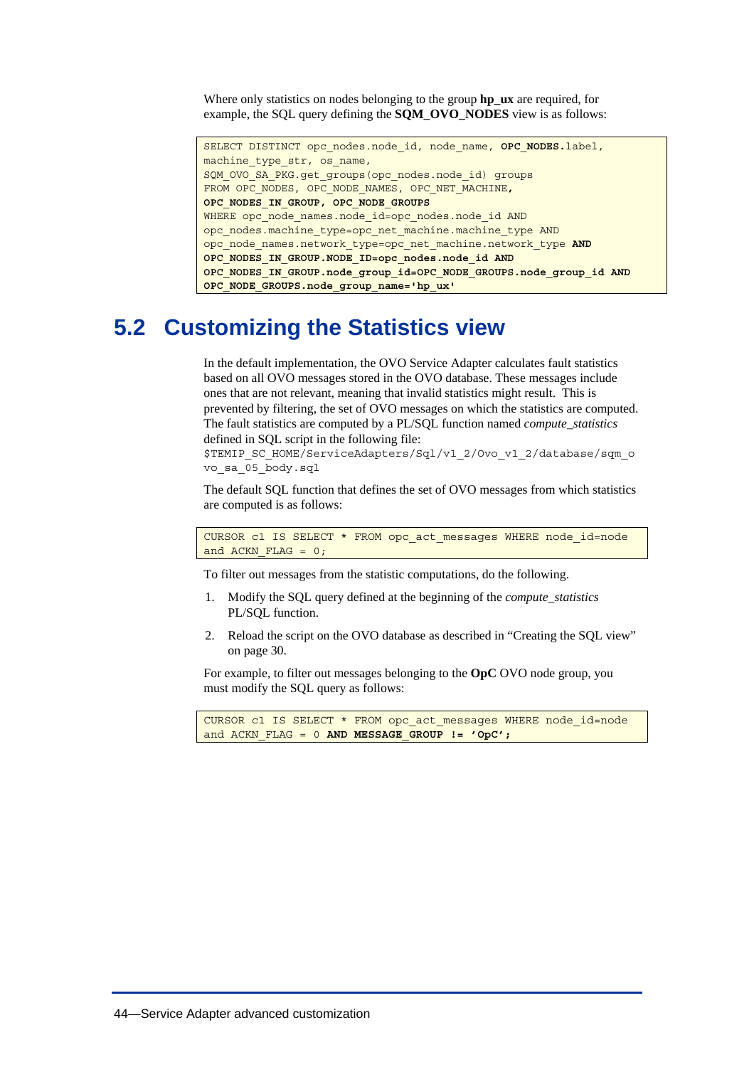Where only statistics on nodes belonging to the group **hp_ux** are required, for example, the SQL query defining the **SQM_OVO_NODES** view is as follows:

```
SELECT DISTINCT opc_nodes.node_id, node_name, OPC_NODES.label,
machine_type_str, os_name,
SQM_OVO_SA_PKG.get_groups(opc_nodes.node_id) groups
FROM OPC_NODES, OPC_NODE_NAMES, OPC_NET_MACHINE,
OPC_NODES_IN_GROUP, OPC_NODE_GROUPS
WHERE opc_node_names.node_id=opc_nodes.node_id AND
opc_nodes.machine_type=opc_net_machine.machine_type AND
opc_node_names.network_type=opc_net_machine.network_type AND
OPC_NODES_IN_GROUP.NODE_ID=opc_nodes.node_id AND
OPC_NODES_IN_GROUP.node_group_id=OPC_NODE_GROUPS.node_group_id AND
OPC_NODE_GROUPS.node_group_name='hp_ux'
```

## 5.2 Customizing the Statistics view

In the default implementation, the OVO Service Adapter calculates fault statistics based on all OVO messages stored in the OVO database. These messages include ones that are not relevant, meaning that invalid statistics might result. This is prevented by filtering, the set of OVO messages on which the statistics are computed. The fault statistics are computed by a PL/SQL function named *compute_statistics* defined in SQL script in the following file:
`$TEMIP_SC_HOME/ServiceAdapters/Sql/v1_2/Ovo_v1_2/database/sqm_ovo_sa_05_body.sql`

The default SQL function that defines the set of OVO messages from which statistics are computed is as follows:

```
CURSOR c1 IS SELECT * FROM opc_act_messages WHERE node_id=node
and ACKN_FLAG = 0;
```

To filter out messages from the statistic computations, do the following.

1. Modify the SQL query defined at the beginning of the *compute_statistics* PL/SQL function.
2. Reload the script on the OVO database as described in "Creating the SQL view" on page 30.

For example, to filter out messages belonging to the **OpC** OVO node group, you must modify the SQL query as follows:

```
CURSOR c1 IS SELECT * FROM opc_act_messages WHERE node_id=node
and ACKN_FLAG = 0 AND MESSAGE_GROUP != 'OpC';
```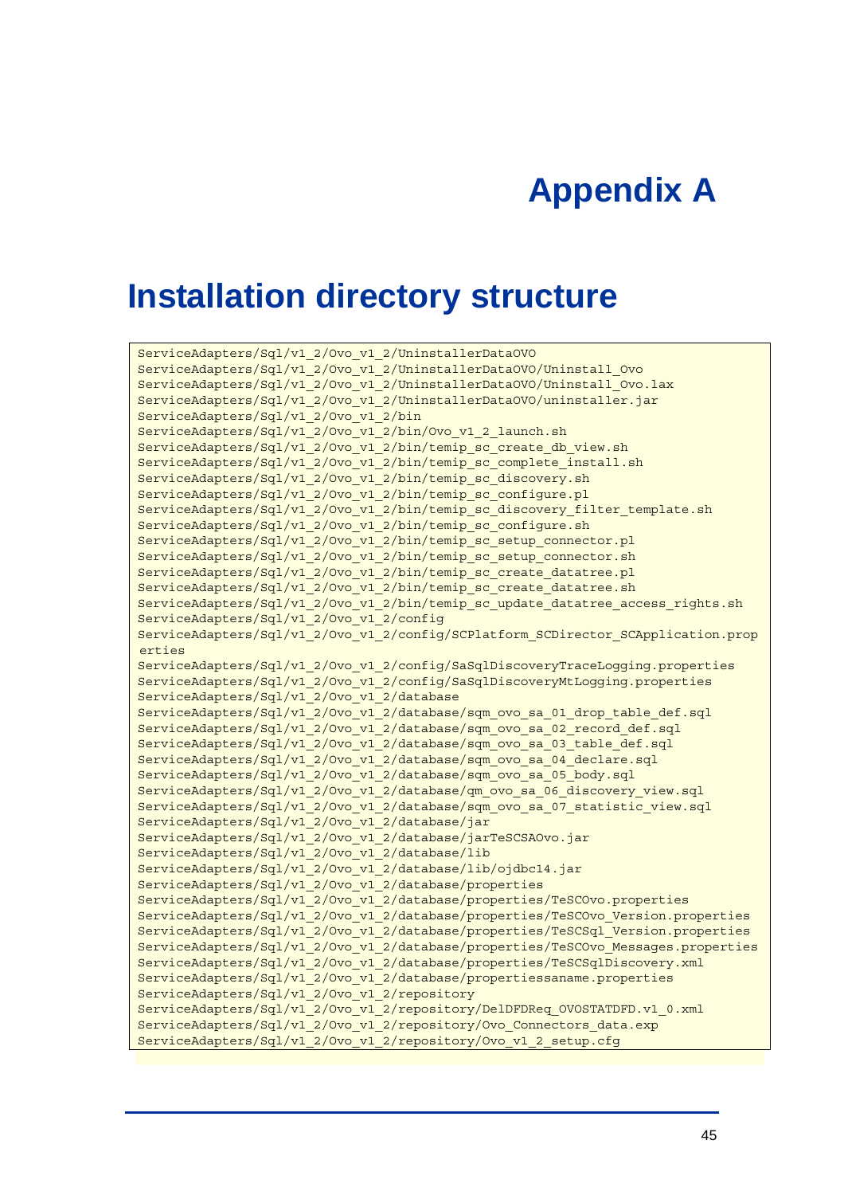# Appendix A

# Installation directory structure

```
ServiceAdapters/Sql/v1_2/Ovo_v1_2/UninstallerDataOVO
ServiceAdapters/Sql/v1_2/Ovo_v1_2/UninstallerDataOVO/Uninstall_Ovo
ServiceAdapters/Sql/v1_2/Ovo_v1_2/UninstallerDataOVO/Uninstall_Ovo.lax
ServiceAdapters/Sql/v1_2/Ovo_v1_2/UninstallerDataOVO/uninstaller.jar
ServiceAdapters/Sql/v1_2/Ovo_v1_2/bin
ServiceAdapters/Sql/v1_2/Ovo_v1_2/bin/Ovo_v1_2_launch.sh
ServiceAdapters/Sql/v1_2/Ovo_v1_2/bin/temip_sc_create_db_view.sh
ServiceAdapters/Sql/v1_2/Ovo_v1_2/bin/temip_sc_complete_install.sh
ServiceAdapters/Sql/v1_2/Ovo_v1_2/bin/temip_sc_discovery.sh
ServiceAdapters/Sql/v1_2/Ovo_v1_2/bin/temip_sc_configure.pl
ServiceAdapters/Sql/v1_2/Ovo_v1_2/bin/temip_sc_discovery_filter_template.sh
ServiceAdapters/Sql/v1_2/Ovo_v1_2/bin/temip_sc_configure.sh
ServiceAdapters/Sql/v1_2/Ovo_v1_2/bin/temip_sc_setup_connector.pl
ServiceAdapters/Sql/v1_2/Ovo_v1_2/bin/temip_sc_setup_connector.sh
ServiceAdapters/Sql/v1_2/Ovo_v1_2/bin/temip_sc_create_datatree.pl
ServiceAdapters/Sql/v1_2/Ovo_v1_2/bin/temip_sc_create_datatree.sh
ServiceAdapters/Sql/v1_2/Ovo_v1_2/bin/temip_sc_update_datatree_access_rights.sh
ServiceAdapters/Sql/v1_2/Ovo_v1_2/config
ServiceAdapters/Sql/v1_2/Ovo_v1_2/config/SCPlatform_SCDirector_SCApplication.prop
erties
ServiceAdapters/Sql/v1_2/Ovo_v1_2/config/SaSqlDiscoveryTraceLogging.properties
ServiceAdapters/Sql/v1_2/Ovo_v1_2/config/SaSqlDiscoveryMtLogging.properties
ServiceAdapters/Sql/v1_2/Ovo_v1_2/database
ServiceAdapters/Sql/v1_2/Ovo_v1_2/database/sqm_ovo_sa_01_drop_table_def.sql
ServiceAdapters/Sql/v1_2/Ovo_v1_2/database/sqm_ovo_sa_02_record_def.sql
ServiceAdapters/Sql/v1_2/Ovo_v1_2/database/sqm_ovo_sa_03_table_def.sql
ServiceAdapters/Sql/v1_2/Ovo_v1_2/database/sqm_ovo_sa_04_declare.sql
ServiceAdapters/Sql/v1_2/Ovo_v1_2/database/sqm_ovo_sa_05_body.sql
ServiceAdapters/Sql/v1_2/Ovo_v1_2/database/qm_ovo_sa_06_discovery_view.sql
ServiceAdapters/Sql/v1_2/Ovo_v1_2/database/sqm_ovo_sa_07_statistic_view.sql
ServiceAdapters/Sql/v1_2/Ovo_v1_2/database/jar
ServiceAdapters/Sql/v1_2/Ovo_v1_2/database/jarTeSCSAOvo.jar
ServiceAdapters/Sql/v1_2/Ovo_v1_2/database/lib
ServiceAdapters/Sql/v1_2/Ovo_v1_2/database/lib/ojdbc14.jar
ServiceAdapters/Sql/v1_2/Ovo_v1_2/database/properties
ServiceAdapters/Sql/v1_2/Ovo_v1_2/database/properties/TeSCOvo.properties
ServiceAdapters/Sql/v1_2/Ovo_v1_2/database/properties/TeSCOvo_Version.properties
ServiceAdapters/Sql/v1_2/Ovo_v1_2/database/properties/TeSCSql_Version.properties
ServiceAdapters/Sql/v1_2/Ovo_v1_2/database/properties/TeSCOvo_Messages.properties
ServiceAdapters/Sql/v1_2/Ovo_v1_2/database/properties/TeSCSqlDiscovery.xml
ServiceAdapters/Sql/v1_2/Ovo_v1_2/database/propertiessaname.properties
ServiceAdapters/Sql/v1_2/Ovo_v1_2/repository
ServiceAdapters/Sql/v1_2/Ovo_v1_2/repository/DelDFDReq_OVOSTATDFD.v1_0.xml
ServiceAdapters/Sql/v1_2/Ovo_v1_2/repository/Ovo_Connectors_data.exp
ServiceAdapters/Sql/v1_2/Ovo_v1_2/repository/Ovo_v1_2_setup.cfg
```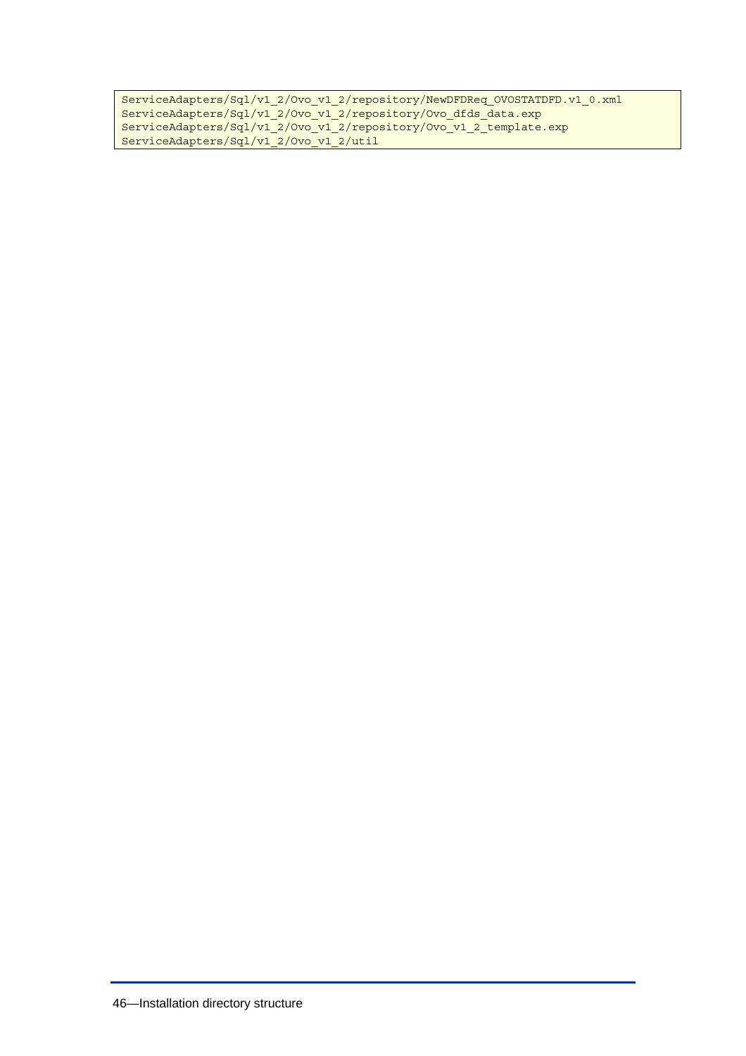```
ServiceAdapters/Sql/v1_2/Ovo_v1_2/repository/NewDFDReq_OVOSTATDFD.v1_0.xml
ServiceAdapters/Sql/v1_2/Ovo_v1_2/repository/Ovo_dfds_data.exp
ServiceAdapters/Sql/v1_2/Ovo_v1_2/repository/Ovo_v1_2_template.exp
ServiceAdapters/Sql/v1_2/Ovo_v1_2/util
```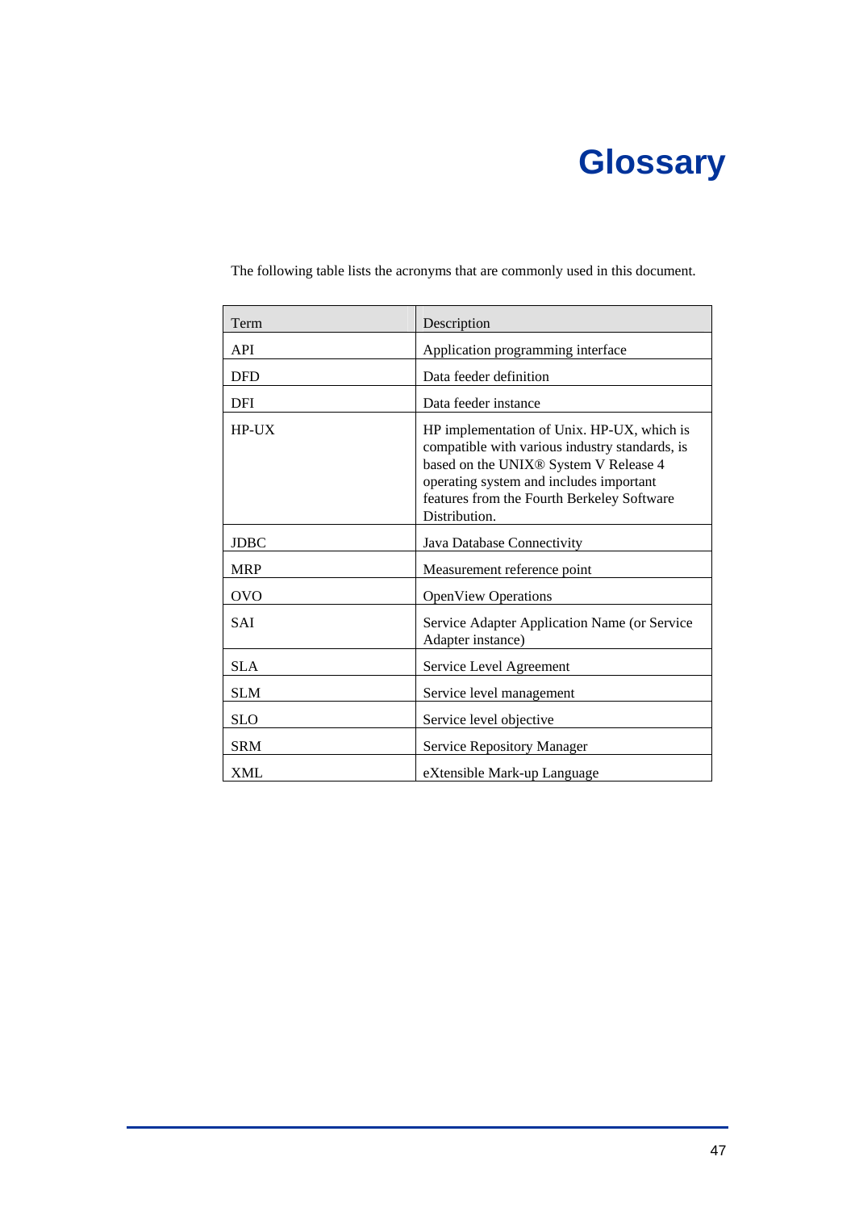# Glossary

The following table lists the acronyms that are commonly used in this document.

| Term | Description |
|---|---|
| API | Application programming interface |
| DFD | Data feeder definition |
| DFI | Data feeder instance |
| HP-UX | HP implementation of Unix. HP-UX, which is compatible with various industry standards, is based on the UNIX® System V Release 4 operating system and includes important features from the Fourth Berkeley Software Distribution. |
| JDBC | Java Database Connectivity |
| MRP | Measurement reference point |
| OVO | OpenView Operations |
| SAI | Service Adapter Application Name (or Service Adapter instance) |
| SLA | Service Level Agreement |
| SLM | Service level management |
| SLO | Service level objective |
| SRM | Service Repository Manager |
| XML | eXtensible Mark-up Language |